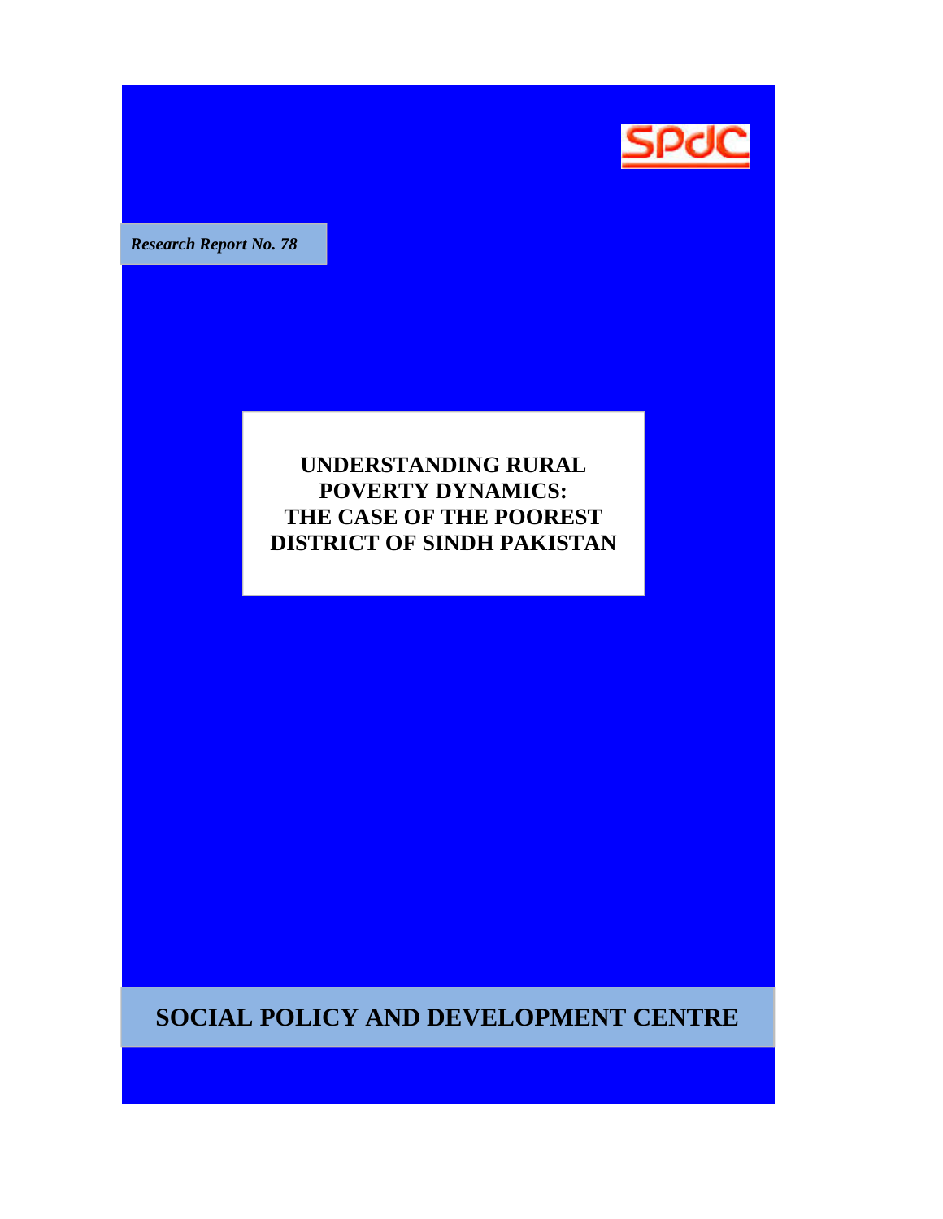SPdC

*Research Report No. 78*

# UNDERSTANDING RURAL POVERTY DYNAMICS: THE CASE OF THE POOREST DISTRICT OF SINDH PAKISTAN

**SOCIAL POLICY AND DEVELOPMENT CENTRE**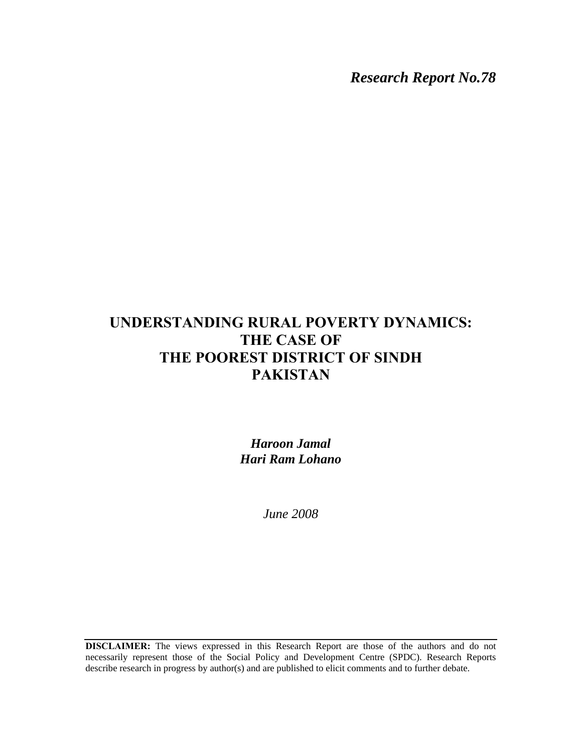*Research Report No.78*

# UNDERSTANDING RURAL POVERTY DYNAMICS: THE CASE OF THE POOREST DISTRICT OF SINDH PAKISTAN

***Haroon Jamal***
***Hari Ram Lohano***

*June 2008*

**DISCLAIMER:** The views expressed in this Research Report are those of the authors and do not necessarily represent those of the Social Policy and Development Centre (SPDC). Research Reports describe research in progress by author(s) and are published to elicit comments and to further debate.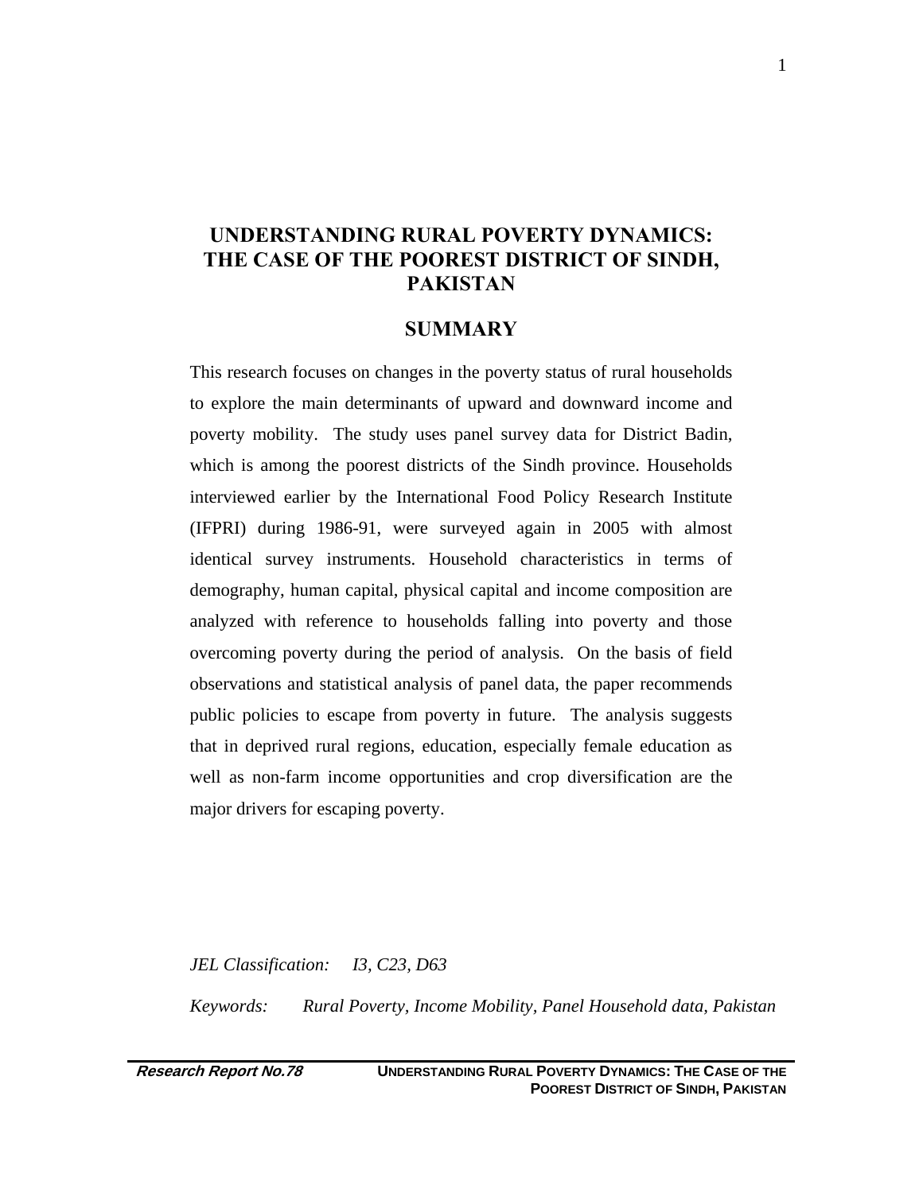# UNDERSTANDING RURAL POVERTY DYNAMICS: THE CASE OF THE POOREST DISTRICT OF SINDH, PAKISTAN

## SUMMARY

This research focuses on changes in the poverty status of rural households to explore the main determinants of upward and downward income and poverty mobility. The study uses panel survey data for District Badin, which is among the poorest districts of the Sindh province. Households interviewed earlier by the International Food Policy Research Institute (IFPRI) during 1986-91, were surveyed again in 2005 with almost identical survey instruments. Household characteristics in terms of demography, human capital, physical capital and income composition are analyzed with reference to households falling into poverty and those overcoming poverty during the period of analysis. On the basis of field observations and statistical analysis of panel data, the paper recommends public policies to escape from poverty in future. The analysis suggests that in deprived rural regions, education, especially female education as well as non-farm income opportunities and crop diversification are the major drivers for escaping poverty.

*JEL Classification:* *I3, C23, D63*

*Keywords:* *Rural Poverty, Income Mobility, Panel Household data, Pakistan*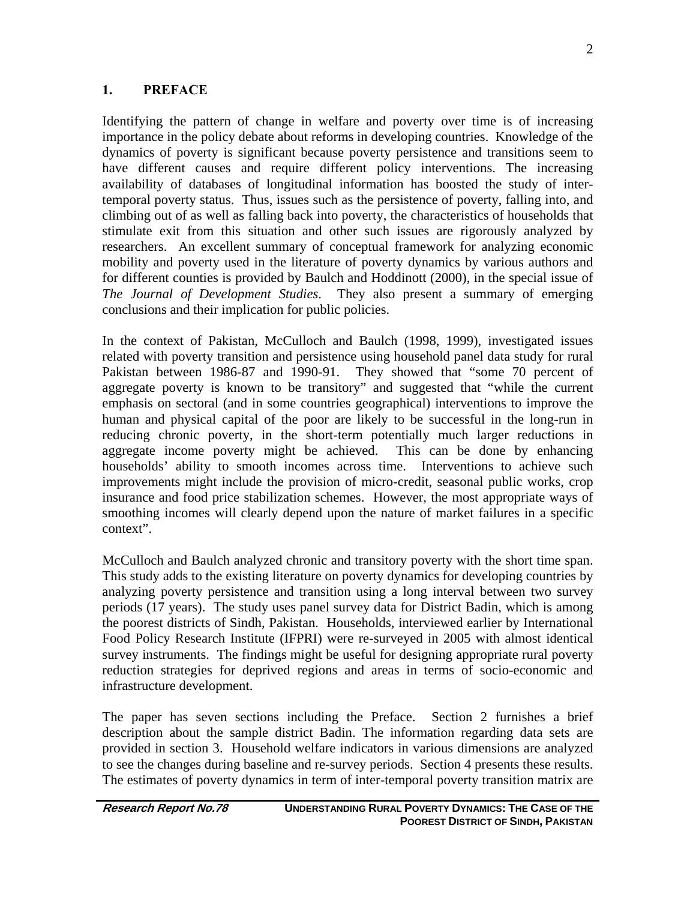## 1. PREFACE

Identifying the pattern of change in welfare and poverty over time is of increasing importance in the policy debate about reforms in developing countries. Knowledge of the dynamics of poverty is significant because poverty persistence and transitions seem to have different causes and require different policy interventions. The increasing availability of databases of longitudinal information has boosted the study of inter-temporal poverty status. Thus, issues such as the persistence of poverty, falling into, and climbing out of as well as falling back into poverty, the characteristics of households that stimulate exit from this situation and other such issues are rigorously analyzed by researchers. An excellent summary of conceptual framework for analyzing economic mobility and poverty used in the literature of poverty dynamics by various authors and for different counties is provided by Baulch and Hoddinott (2000), in the special issue of *The Journal of Development Studies*. They also present a summary of emerging conclusions and their implication for public policies.

In the context of Pakistan, McCulloch and Baulch (1998, 1999), investigated issues related with poverty transition and persistence using household panel data study for rural Pakistan between 1986-87 and 1990-91. They showed that "some 70 percent of aggregate poverty is known to be transitory" and suggested that "while the current emphasis on sectoral (and in some countries geographical) interventions to improve the human and physical capital of the poor are likely to be successful in the long-run in reducing chronic poverty, in the short-term potentially much larger reductions in aggregate income poverty might be achieved. This can be done by enhancing households' ability to smooth incomes across time. Interventions to achieve such improvements might include the provision of micro-credit, seasonal public works, crop insurance and food price stabilization schemes. However, the most appropriate ways of smoothing incomes will clearly depend upon the nature of market failures in a specific context".

McCulloch and Baulch analyzed chronic and transitory poverty with the short time span. This study adds to the existing literature on poverty dynamics for developing countries by analyzing poverty persistence and transition using a long interval between two survey periods (17 years). The study uses panel survey data for District Badin, which is among the poorest districts of Sindh, Pakistan. Households, interviewed earlier by International Food Policy Research Institute (IFPRI) were re-surveyed in 2005 with almost identical survey instruments. The findings might be useful for designing appropriate rural poverty reduction strategies for deprived regions and areas in terms of socio-economic and infrastructure development.

The paper has seven sections including the Preface. Section 2 furnishes a brief description about the sample district Badin. The information regarding data sets are provided in section 3. Household welfare indicators in various dimensions are analyzed to see the changes during baseline and re-survey periods. Section 4 presents these results. The estimates of poverty dynamics in term of inter-temporal poverty transition matrix are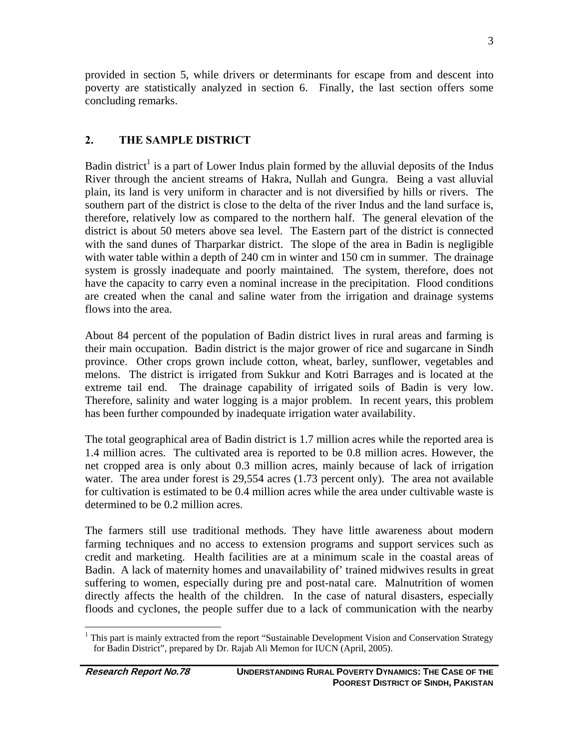provided in section 5, while drivers or determinants for escape from and descent into poverty are statistically analyzed in section 6. Finally, the last section offers some concluding remarks.

## 2. THE SAMPLE DISTRICT

Badin district[1] is a part of Lower Indus plain formed by the alluvial deposits of the Indus River through the ancient streams of Hakra, Nullah and Gungra. Being a vast alluvial plain, its land is very uniform in character and is not diversified by hills or rivers. The southern part of the district is close to the delta of the river Indus and the land surface is, therefore, relatively low as compared to the northern half. The general elevation of the district is about 50 meters above sea level. The Eastern part of the district is connected with the sand dunes of Tharparkar district. The slope of the area in Badin is negligible with water table within a depth of 240 cm in winter and 150 cm in summer. The drainage system is grossly inadequate and poorly maintained. The system, therefore, does not have the capacity to carry even a nominal increase in the precipitation. Flood conditions are created when the canal and saline water from the irrigation and drainage systems flows into the area.

About 84 percent of the population of Badin district lives in rural areas and farming is their main occupation. Badin district is the major grower of rice and sugarcane in Sindh province. Other crops grown include cotton, wheat, barley, sunflower, vegetables and melons. The district is irrigated from Sukkur and Kotri Barrages and is located at the extreme tail end. The drainage capability of irrigated soils of Badin is very low. Therefore, salinity and water logging is a major problem. In recent years, this problem has been further compounded by inadequate irrigation water availability.

The total geographical area of Badin district is 1.7 million acres while the reported area is 1.4 million acres. The cultivated area is reported to be 0.8 million acres. However, the net cropped area is only about 0.3 million acres, mainly because of lack of irrigation water. The area under forest is 29,554 acres (1.73 percent only). The area not available for cultivation is estimated to be 0.4 million acres while the area under cultivable waste is determined to be 0.2 million acres.

The farmers still use traditional methods. They have little awareness about modern farming techniques and no access to extension programs and support services such as credit and marketing. Health facilities are at a minimum scale in the coastal areas of Badin. A lack of maternity homes and unavailability of' trained midwives results in great suffering to women, especially during pre and post-natal care. Malnutrition of women directly affects the health of the children. In the case of natural disasters, especially floods and cyclones, the people suffer due to a lack of communication with the nearby

[1] This part is mainly extracted from the report "Sustainable Development Vision and Conservation Strategy for Badin District", prepared by Dr. Rajab Ali Memon for IUCN (April, 2005).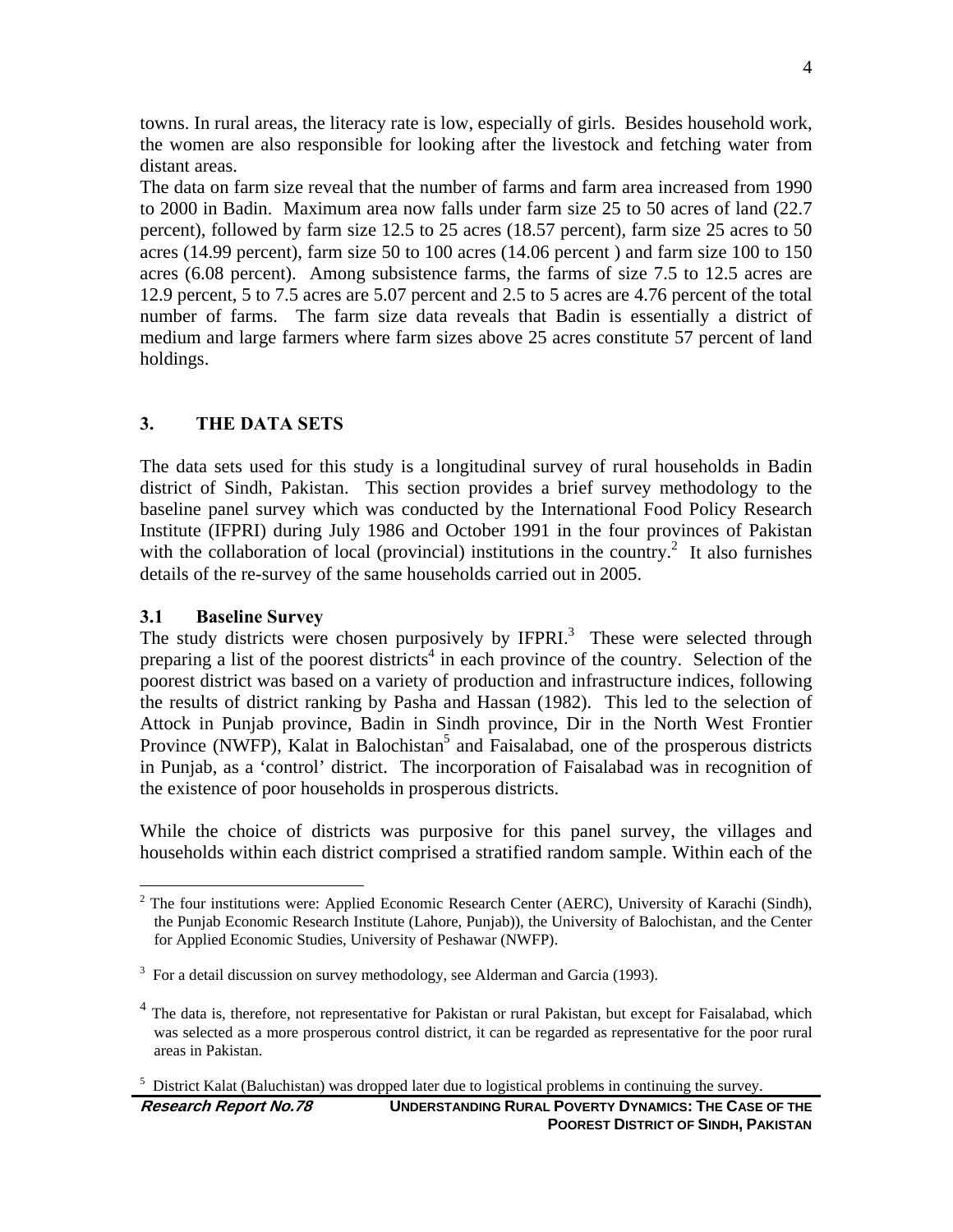towns. In rural areas, the literacy rate is low, especially of girls. Besides household work, the women are also responsible for looking after the livestock and fetching water from distant areas.

The data on farm size reveal that the number of farms and farm area increased from 1990 to 2000 in Badin. Maximum area now falls under farm size 25 to 50 acres of land (22.7 percent), followed by farm size 12.5 to 25 acres (18.57 percent), farm size 25 acres to 50 acres (14.99 percent), farm size 50 to 100 acres (14.06 percent ) and farm size 100 to 150 acres (6.08 percent). Among subsistence farms, the farms of size 7.5 to 12.5 acres are 12.9 percent, 5 to 7.5 acres are 5.07 percent and 2.5 to 5 acres are 4.76 percent of the total number of farms. The farm size data reveals that Badin is essentially a district of medium and large farmers where farm sizes above 25 acres constitute 57 percent of land holdings.

## 3. THE DATA SETS

The data sets used for this study is a longitudinal survey of rural households in Badin district of Sindh, Pakistan. This section provides a brief survey methodology to the baseline panel survey which was conducted by the International Food Policy Research Institute (IFPRI) during July 1986 and October 1991 in the four provinces of Pakistan with the collaboration of local (provincial) institutions in the country.[2] It also furnishes details of the re-survey of the same households carried out in 2005.

### 3.1 Baseline Survey

The study districts were chosen purposively by IFPRI.[3] These were selected through preparing a list of the poorest districts[4] in each province of the country. Selection of the poorest district was based on a variety of production and infrastructure indices, following the results of district ranking by Pasha and Hassan (1982). This led to the selection of Attock in Punjab province, Badin in Sindh province, Dir in the North West Frontier Province (NWFP), Kalat in Balochistan[5] and Faisalabad, one of the prosperous districts in Punjab, as a 'control' district. The incorporation of Faisalabad was in recognition of the existence of poor households in prosperous districts.

While the choice of districts was purposive for this panel survey, the villages and households within each district comprised a stratified random sample. Within each of the

---

[2] The four institutions were: Applied Economic Research Center (AERC), University of Karachi (Sindh), the Punjab Economic Research Institute (Lahore, Punjab)), the University of Balochistan, and the Center for Applied Economic Studies, University of Peshawar (NWFP).

[3] For a detail discussion on survey methodology, see Alderman and Garcia (1993).

[4] The data is, therefore, not representative for Pakistan or rural Pakistan, but except for Faisalabad, which was selected as a more prosperous control district, it can be regarded as representative for the poor rural areas in Pakistan.

[5] District Kalat (Baluchistan) was dropped later due to logistical problems in continuing the survey.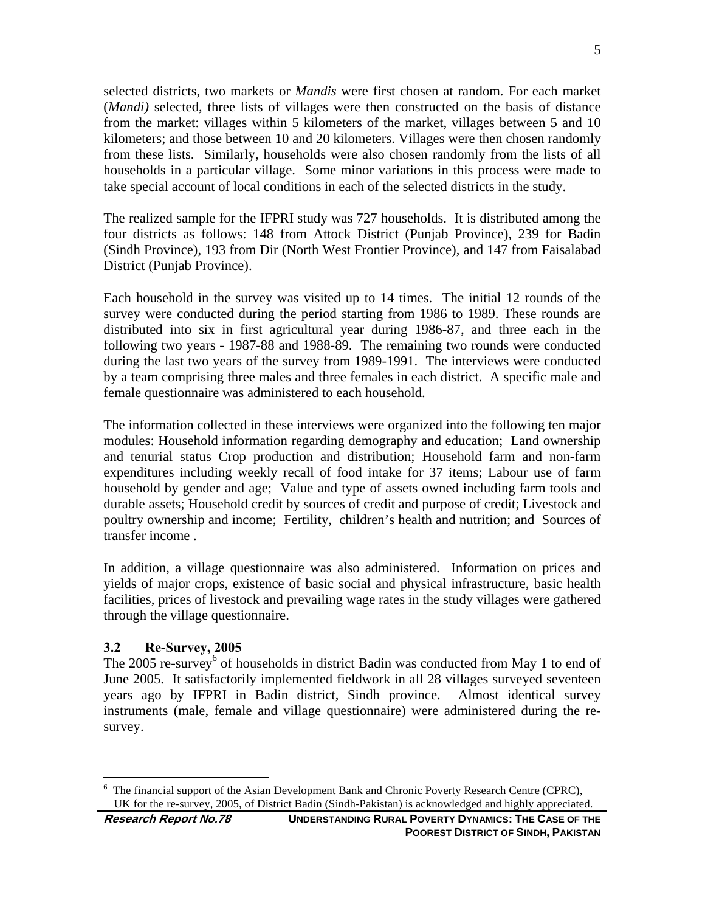selected districts, two markets or *Mandis* were first chosen at random. For each market (*Mandi)* selected, three lists of villages were then constructed on the basis of distance from the market: villages within 5 kilometers of the market, villages between 5 and 10 kilometers; and those between 10 and 20 kilometers. Villages were then chosen randomly from these lists. Similarly, households were also chosen randomly from the lists of all households in a particular village. Some minor variations in this process were made to take special account of local conditions in each of the selected districts in the study.

The realized sample for the IFPRI study was 727 households. It is distributed among the four districts as follows: 148 from Attock District (Punjab Province), 239 for Badin (Sindh Province), 193 from Dir (North West Frontier Province), and 147 from Faisalabad District (Punjab Province).

Each household in the survey was visited up to 14 times. The initial 12 rounds of the survey were conducted during the period starting from 1986 to 1989. These rounds are distributed into six in first agricultural year during 1986-87, and three each in the following two years - 1987-88 and 1988-89. The remaining two rounds were conducted during the last two years of the survey from 1989-1991. The interviews were conducted by a team comprising three males and three females in each district. A specific male and female questionnaire was administered to each household.

The information collected in these interviews were organized into the following ten major modules: Household information regarding demography and education; Land ownership and tenurial status Crop production and distribution; Household farm and non-farm expenditures including weekly recall of food intake for 37 items; Labour use of farm household by gender and age; Value and type of assets owned including farm tools and durable assets; Household credit by sources of credit and purpose of credit; Livestock and poultry ownership and income; Fertility, children's health and nutrition; and Sources of transfer income .

In addition, a village questionnaire was also administered. Information on prices and yields of major crops, existence of basic social and physical infrastructure, basic health facilities, prices of livestock and prevailing wage rates in the study villages were gathered through the village questionnaire.

### 3.2 Re-Survey, 2005

The 2005 re-survey[6] of households in district Badin was conducted from May 1 to end of June 2005. It satisfactorily implemented fieldwork in all 28 villages surveyed seventeen years ago by IFPRI in Badin district, Sindh province. Almost identical survey instruments (male, female and village questionnaire) were administered during the re-survey.

---

[6] The financial support of the Asian Development Bank and Chronic Poverty Research Centre (CPRC), UK for the re-survey, 2005, of District Badin (Sindh-Pakistan) is acknowledged and highly appreciated.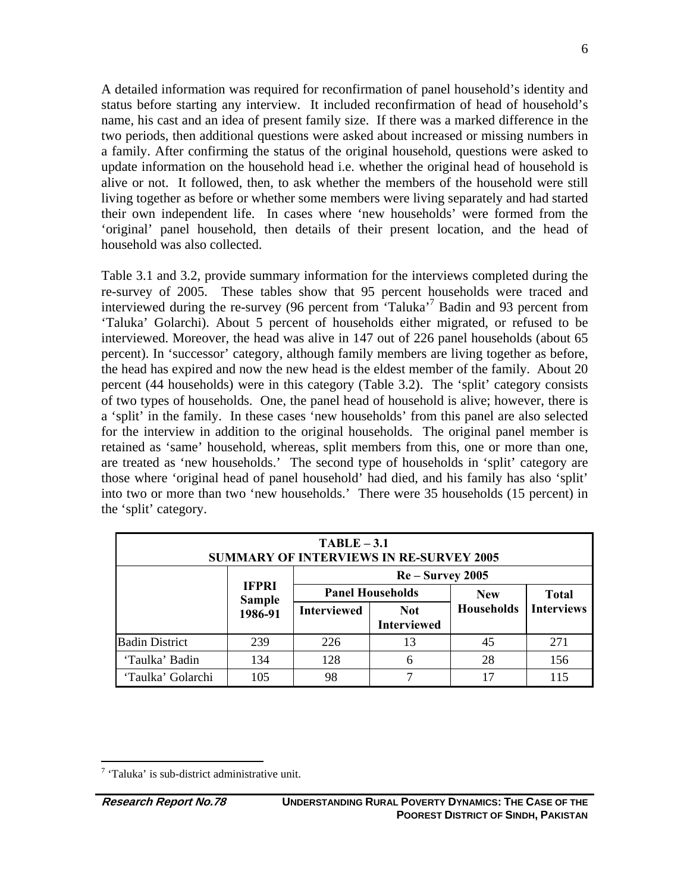A detailed information was required for reconfirmation of panel household's identity and status before starting any interview. It included reconfirmation of head of household's name, his cast and an idea of present family size. If there was a marked difference in the two periods, then additional questions were asked about increased or missing numbers in a family. After confirming the status of the original household, questions were asked to update information on the household head i.e. whether the original head of household is alive or not. It followed, then, to ask whether the members of the household were still living together as before or whether some members were living separately and had started their own independent life. In cases where 'new households' were formed from the 'original' panel household, then details of their present location, and the head of household was also collected.

Table 3.1 and 3.2, provide summary information for the interviews completed during the re-survey of 2005. These tables show that 95 percent households were traced and interviewed during the re-survey (96 percent from 'Taluka'[7] Badin and 93 percent from 'Taluka' Golarchi). About 5 percent of households either migrated, or refused to be interviewed. Moreover, the head was alive in 147 out of 226 panel households (about 65 percent). In 'successor' category, although family members are living together as before, the head has expired and now the new head is the eldest member of the family. About 20 percent (44 households) were in this category (Table 3.2). The 'split' category consists of two types of households. One, the panel head of household is alive; however, there is a 'split' in the family. In these cases 'new households' from this panel are also selected for the interview in addition to the original households. The original panel member is retained as 'same' household, whereas, split members from this, one or more than one, are treated as 'new households.' The second type of households in 'split' category are those where 'original head of panel household' had died, and his family has also 'split' into two or more than two 'new households.' There were 35 households (15 percent) in the 'split' category.

**TABLE – 3.1**
**SUMMARY OF INTERVIEWS IN RE-SURVEY 2005**

| | IFPRI Sample 1986-91 | Re – Survey 2005 | | | |
|---|---|---|---|---|---|
| | | Panel Households | | New Households | Total Interviews |
| | | Interviewed | Not Interviewed | | |
| Badin District | 239 | 226 | 13 | 45 | 271 |
| 'Taulka' Badin | 134 | 128 | 6 | 28 | 156 |
| 'Taulka' Golarchi | 105 | 98 | 7 | 17 | 115 |

[7] 'Taluka' is sub-district administrative unit.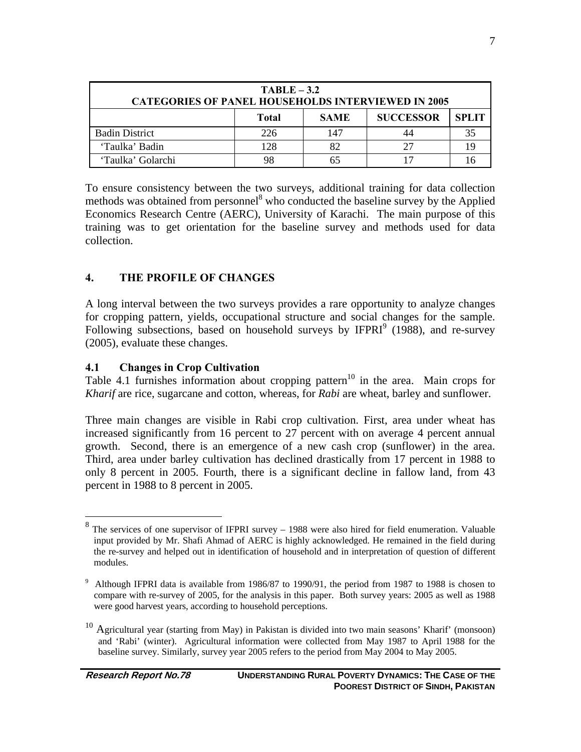| TABLE – 3.2 CATEGORIES OF PANEL HOUSEHOLDS INTERVIEWED IN 2005 | | | | |
|---|---|---|---|---|
| | **Total** | **SAME** | **SUCCESSOR** | **SPLIT** |
| Badin District | 226 | 147 | 44 | 35 |
| 'Taulka' Badin | 128 | 82 | 27 | 19 |
| 'Taulka' Golarchi | 98 | 65 | 17 | 16 |

To ensure consistency between the two surveys, additional training for data collection methods was obtained from personnel[8] who conducted the baseline survey by the Applied Economics Research Centre (AERC), University of Karachi. The main purpose of this training was to get orientation for the baseline survey and methods used for data collection.

## 4. THE PROFILE OF CHANGES

A long interval between the two surveys provides a rare opportunity to analyze changes for cropping pattern, yields, occupational structure and social changes for the sample. Following subsections, based on household surveys by IFPRI[9] (1988), and re-survey (2005), evaluate these changes.

### 4.1 Changes in Crop Cultivation

Table 4.1 furnishes information about cropping pattern[10] in the area. Main crops for *Kharif* are rice, sugarcane and cotton, whereas, for *Rabi* are wheat, barley and sunflower.

Three main changes are visible in Rabi crop cultivation. First, area under wheat has increased significantly from 16 percent to 27 percent with on average 4 percent annual growth. Second, there is an emergence of a new cash crop (sunflower) in the area. Third, area under barley cultivation has declined drastically from 17 percent in 1988 to only 8 percent in 2005. Fourth, there is a significant decline in fallow land, from 43 percent in 1988 to 8 percent in 2005.

---

[8] The services of one supervisor of IFPRI survey – 1988 were also hired for field enumeration. Valuable input provided by Mr. Shafi Ahmad of AERC is highly acknowledged. He remained in the field during the re-survey and helped out in identification of household and in interpretation of question of different modules.

[9] Although IFPRI data is available from 1986/87 to 1990/91, the period from 1987 to 1988 is chosen to compare with re-survey of 2005, for the analysis in this paper. Both survey years: 2005 as well as 1988 were good harvest years, according to household perceptions.

[10] Agricultural year (starting from May) in Pakistan is divided into two main seasons' Kharif' (monsoon) and 'Rabi' (winter). Agricultural information were collected from May 1987 to April 1988 for the baseline survey. Similarly, survey year 2005 refers to the period from May 2004 to May 2005.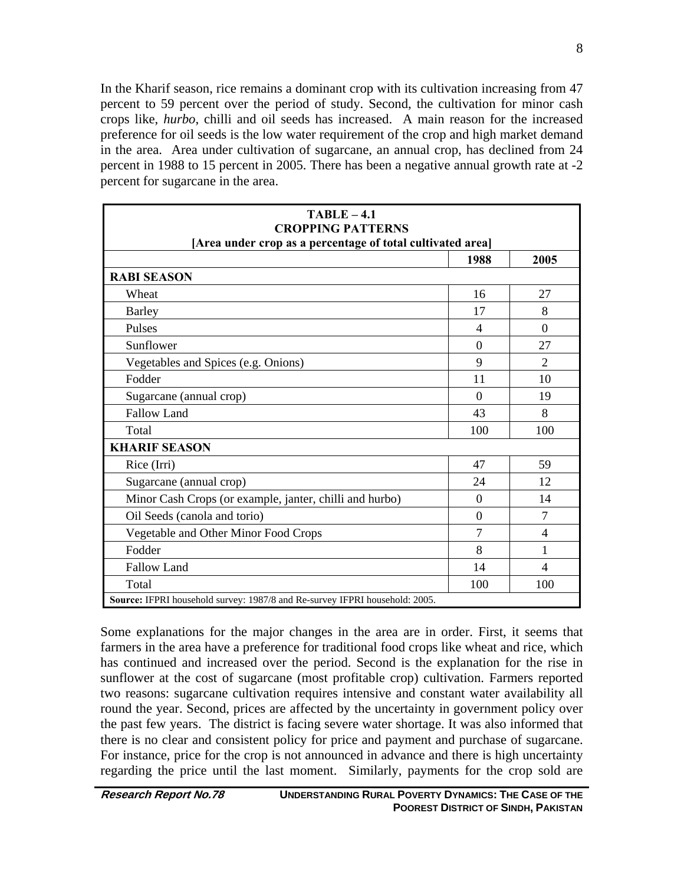In the Kharif season, rice remains a dominant crop with its cultivation increasing from 47 percent to 59 percent over the period of study. Second, the cultivation for minor cash crops like, *hurbo*, chilli and oil seeds has increased. A main reason for the increased preference for oil seeds is the low water requirement of the crop and high market demand in the area. Area under cultivation of sugarcane, an annual crop, has declined from 24 percent in 1988 to 15 percent in 2005. There has been a negative annual growth rate at -2 percent for sugarcane in the area.

**TABLE – 4.1**
**CROPPING PATTERNS**
**[Area under crop as a percentage of total cultivated area]**

| | 1988 | 2005 |
|---|---|---|
| **RABI SEASON** | | |
| Wheat | 16 | 27 |
| Barley | 17 | 8 |
| Pulses | 4 | 0 |
| Sunflower | 0 | 27 |
| Vegetables and Spices (e.g. Onions) | 9 | 2 |
| Fodder | 11 | 10 |
| Sugarcane (annual crop) | 0 | 19 |
| Fallow Land | 43 | 8 |
| Total | 100 | 100 |
| **KHARIF SEASON** | | |
| Rice (Irri) | 47 | 59 |
| Sugarcane (annual crop) | 24 | 12 |
| Minor Cash Crops (or example, janter, chilli and hurbo) | 0 | 14 |
| Oil Seeds (canola and torio) | 0 | 7 |
| Vegetable and Other Minor Food Crops | 7 | 4 |
| Fodder | 8 | 1 |
| Fallow Land | 14 | 4 |
| Total | 100 | 100 |

**Source:** IFPRI household survey: 1987/8 and Re-survey IFPRI household: 2005.

Some explanations for the major changes in the area are in order. First, it seems that farmers in the area have a preference for traditional food crops like wheat and rice, which has continued and increased over the period. Second is the explanation for the rise in sunflower at the cost of sugarcane (most profitable crop) cultivation. Farmers reported two reasons: sugarcane cultivation requires intensive and constant water availability all round the year. Second, prices are affected by the uncertainty in government policy over the past few years. The district is facing severe water shortage. It was also informed that there is no clear and consistent policy for price and payment and purchase of sugarcane. For instance, price for the crop is not announced in advance and there is high uncertainty regarding the price until the last moment. Similarly, payments for the crop sold are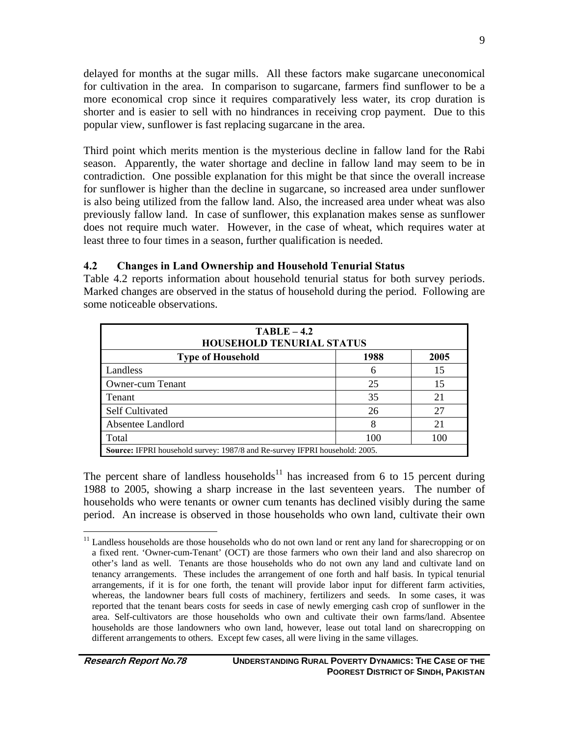delayed for months at the sugar mills. All these factors make sugarcane uneconomical for cultivation in the area. In comparison to sugarcane, farmers find sunflower to be a more economical crop since it requires comparatively less water, its crop duration is shorter and is easier to sell with no hindrances in receiving crop payment. Due to this popular view, sunflower is fast replacing sugarcane in the area.

Third point which merits mention is the mysterious decline in fallow land for the Rabi season. Apparently, the water shortage and decline in fallow land may seem to be in contradiction. One possible explanation for this might be that since the overall increase for sunflower is higher than the decline in sugarcane, so increased area under sunflower is also being utilized from the fallow land. Also, the increased area under wheat was also previously fallow land. In case of sunflower, this explanation makes sense as sunflower does not require much water. However, in the case of wheat, which requires water at least three to four times in a season, further qualification is needed.

### 4.2 Changes in Land Ownership and Household Tenurial Status

Table 4.2 reports information about household tenurial status for both survey periods. Marked changes are observed in the status of household during the period. Following are some noticeable observations.

**TABLE – 4.2**
**HOUSEHOLD TENURIAL STATUS**

| Type of Household | 1988 | 2005 |
|---|---|---|
| Landless | 6 | 15 |
| Owner-cum Tenant | 25 | 15 |
| Tenant | 35 | 21 |
| Self Cultivated | 26 | 27 |
| Absentee Landlord | 8 | 21 |
| Total | 100 | 100 |

**Source:** IFPRI household survey: 1987/8 and Re-survey IFPRI household: 2005.

The percent share of landless households[11] has increased from 6 to 15 percent during 1988 to 2005, showing a sharp increase in the last seventeen years. The number of households who were tenants or owner cum tenants has declined visibly during the same period. An increase is observed in those households who own land, cultivate their own

---

[11] Landless households are those households who do not own land or rent any land for sharecropping or on a fixed rent. 'Owner-cum-Tenant' (OCT) are those farmers who own their land and also sharecrop on other's land as well. Tenants are those households who do not own any land and cultivate land on tenancy arrangements. These includes the arrangement of one forth and half basis. In typical tenurial arrangements, if it is for one forth, the tenant will provide labor input for different farm activities, whereas, the landowner bears full costs of machinery, fertilizers and seeds. In some cases, it was reported that the tenant bears costs for seeds in case of newly emerging cash crop of sunflower in the area. Self-cultivators are those households who own and cultivate their own farms/land. Absentee households are those landowners who own land, however, lease out total land on sharecropping on different arrangements to others. Except few cases, all were living in the same villages.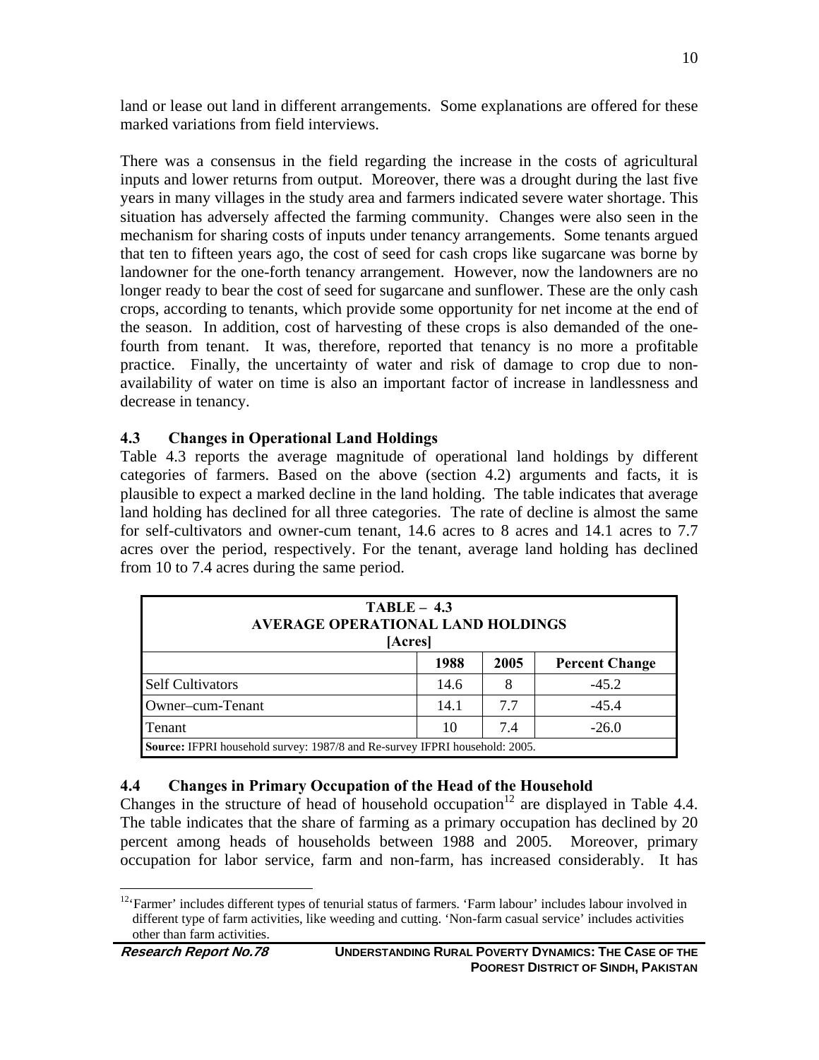land or lease out land in different arrangements. Some explanations are offered for these marked variations from field interviews.

There was a consensus in the field regarding the increase in the costs of agricultural inputs and lower returns from output. Moreover, there was a drought during the last five years in many villages in the study area and farmers indicated severe water shortage. This situation has adversely affected the farming community. Changes were also seen in the mechanism for sharing costs of inputs under tenancy arrangements. Some tenants argued that ten to fifteen years ago, the cost of seed for cash crops like sugarcane was borne by landowner for the one-forth tenancy arrangement. However, now the landowners are no longer ready to bear the cost of seed for sugarcane and sunflower. These are the only cash crops, according to tenants, which provide some opportunity for net income at the end of the season. In addition, cost of harvesting of these crops is also demanded of the one-fourth from tenant. It was, therefore, reported that tenancy is no more a profitable practice. Finally, the uncertainty of water and risk of damage to crop due to non-availability of water on time is also an important factor of increase in landlessness and decrease in tenancy.

### 4.3 Changes in Operational Land Holdings

Table 4.3 reports the average magnitude of operational land holdings by different categories of farmers. Based on the above (section 4.2) arguments and facts, it is plausible to expect a marked decline in the land holding. The table indicates that average land holding has declined for all three categories. The rate of decline is almost the same for self-cultivators and owner-cum tenant, 14.6 acres to 8 acres and 14.1 acres to 7.7 acres over the period, respectively. For the tenant, average land holding has declined from 10 to 7.4 acres during the same period.

**TABLE – 4.3**
**AVERAGE OPERATIONAL LAND HOLDINGS**
**[Acres]**

| | 1988 | 2005 | Percent Change |
|---|---|---|---|
| Self Cultivators | 14.6 | 8 | -45.2 |
| Owner–cum-Tenant | 14.1 | 7.7 | -45.4 |
| Tenant | 10 | 7.4 | -26.0 |

**Source:** IFPRI household survey: 1987/8 and Re-survey IFPRI household: 2005.

### 4.4 Changes in Primary Occupation of the Head of the Household

Changes in the structure of head of household occupation[12] are displayed in Table 4.4. The table indicates that the share of farming as a primary occupation has declined by 20 percent among heads of households between 1988 and 2005. Moreover, primary occupation for labor service, farm and non-farm, has increased considerably. It has

[12] 'Farmer' includes different types of tenurial status of farmers. 'Farm labour' includes labour involved in different type of farm activities, like weeding and cutting. 'Non-farm casual service' includes activities other than farm activities.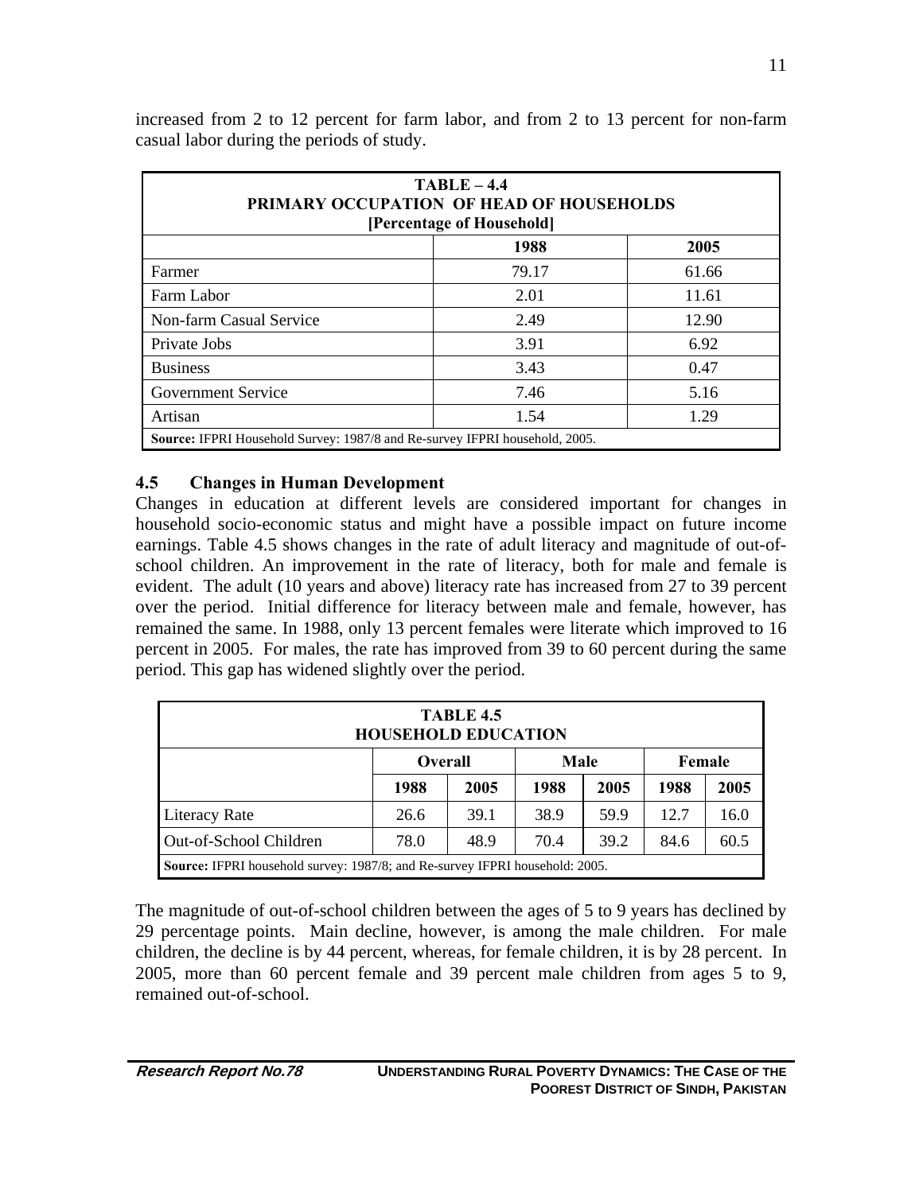increased from 2 to 12 percent for farm labor, and from 2 to 13 percent for non-farm casual labor during the periods of study.

**TABLE – 4.4**
**PRIMARY OCCUPATION OF HEAD OF HOUSEHOLDS**
**[Percentage of Household]**

| | 1988 | 2005 |
|---|---|---|
| Farmer | 79.17 | 61.66 |
| Farm Labor | 2.01 | 11.61 |
| Non-farm Casual Service | 2.49 | 12.90 |
| Private Jobs | 3.91 | 6.92 |
| Business | 3.43 | 0.47 |
| Government Service | 7.46 | 5.16 |
| Artisan | 1.54 | 1.29 |

**Source:** IFPRI Household Survey: 1987/8 and Re-survey IFPRI household, 2005.

## 4.5 Changes in Human Development

Changes in education at different levels are considered important for changes in household socio-economic status and might have a possible impact on future income earnings. Table 4.5 shows changes in the rate of adult literacy and magnitude of out-of-school children. An improvement in the rate of literacy, both for male and female is evident. The adult (10 years and above) literacy rate has increased from 27 to 39 percent over the period. Initial difference for literacy between male and female, however, has remained the same. In 1988, only 13 percent females were literate which improved to 16 percent in 2005. For males, the rate has improved from 39 to 60 percent during the same period. This gap has widened slightly over the period.

**TABLE 4.5**
**HOUSEHOLD EDUCATION**

| | Overall | | Male | | Female | |
|---|---|---|---|---|---|---|
| | 1988 | 2005 | 1988 | 2005 | 1988 | 2005 |
| Literacy Rate | 26.6 | 39.1 | 38.9 | 59.9 | 12.7 | 16.0 |
| Out-of-School Children | 78.0 | 48.9 | 70.4 | 39.2 | 84.6 | 60.5 |

**Source:** IFPRI household survey: 1987/8; and Re-survey IFPRI household: 2005.

The magnitude of out-of-school children between the ages of 5 to 9 years has declined by 29 percentage points. Main decline, however, is among the male children. For male children, the decline is by 44 percent, whereas, for female children, it is by 28 percent. In 2005, more than 60 percent female and 39 percent male children from ages 5 to 9, remained out-of-school.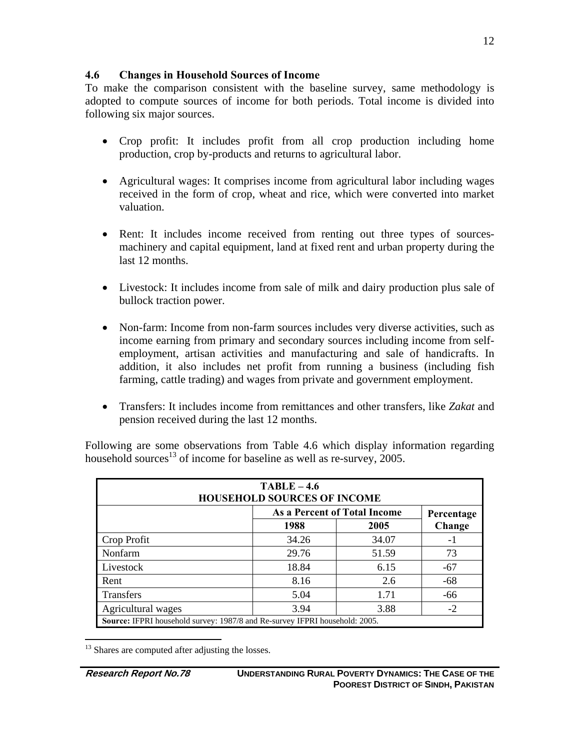### 4.6 Changes in Household Sources of Income

To make the comparison consistent with the baseline survey, same methodology is adopted to compute sources of income for both periods. Total income is divided into following six major sources.

- Crop profit: It includes profit from all crop production including home production, crop by-products and returns to agricultural labor.
- Agricultural wages: It comprises income from agricultural labor including wages received in the form of crop, wheat and rice, which were converted into market valuation.
- Rent: It includes income received from renting out three types of sources- machinery and capital equipment, land at fixed rent and urban property during the last 12 months.
- Livestock: It includes income from sale of milk and dairy production plus sale of bullock traction power.
- Non-farm: Income from non-farm sources includes very diverse activities, such as income earning from primary and secondary sources including income from self-employment, artisan activities and manufacturing and sale of handicrafts. In addition, it also includes net profit from running a business (including fish farming, cattle trading) and wages from private and government employment.
- Transfers: It includes income from remittances and other transfers, like *Zakat* and pension received during the last 12 months.

Following are some observations from Table 4.6 which display information regarding household sources[13] of income for baseline as well as re-survey, 2005.

**TABLE – 4.6**
**HOUSEHOLD SOURCES OF INCOME**

| | As a Percent of Total Income | | Percentage Change |
|---|---|---|---|
| | 1988 | 2005 | |
| Crop Profit | 34.26 | 34.07 | -1 |
| Nonfarm | 29.76 | 51.59 | 73 |
| Livestock | 18.84 | 6.15 | -67 |
| Rent | 8.16 | 2.6 | -68 |
| Transfers | 5.04 | 1.71 | -66 |
| Agricultural wages | 3.94 | 3.88 | -2 |

**Source:** IFPRI household survey: 1987/8 and Re-survey IFPRI household: 2005.

[13] Shares are computed after adjusting the losses.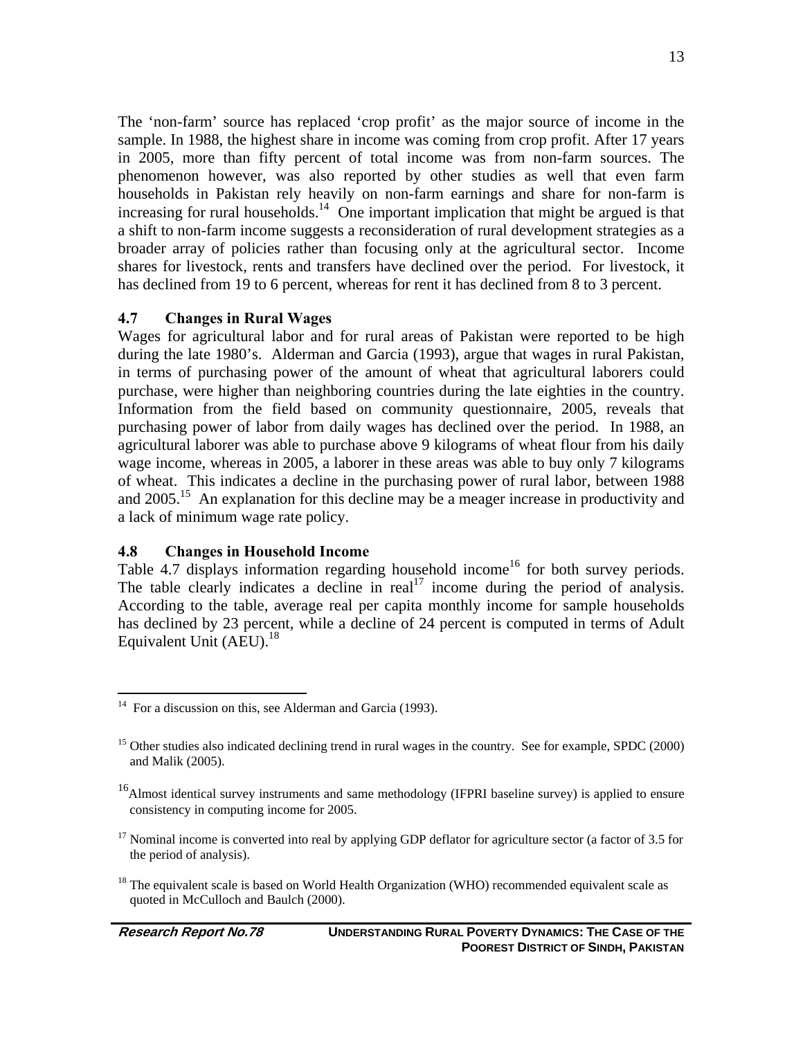The 'non-farm' source has replaced 'crop profit' as the major source of income in the sample. In 1988, the highest share in income was coming from crop profit. After 17 years in 2005, more than fifty percent of total income was from non-farm sources. The phenomenon however, was also reported by other studies as well that even farm households in Pakistan rely heavily on non-farm earnings and share for non-farm is increasing for rural households.[14] One important implication that might be argued is that a shift to non-farm income suggests a reconsideration of rural development strategies as a broader array of policies rather than focusing only at the agricultural sector. Income shares for livestock, rents and transfers have declined over the period. For livestock, it has declined from 19 to 6 percent, whereas for rent it has declined from 8 to 3 percent.

### 4.7 Changes in Rural Wages

Wages for agricultural labor and for rural areas of Pakistan were reported to be high during the late 1980's. Alderman and Garcia (1993), argue that wages in rural Pakistan, in terms of purchasing power of the amount of wheat that agricultural laborers could purchase, were higher than neighboring countries during the late eighties in the country. Information from the field based on community questionnaire, 2005, reveals that purchasing power of labor from daily wages has declined over the period. In 1988, an agricultural laborer was able to purchase above 9 kilograms of wheat flour from his daily wage income, whereas in 2005, a laborer in these areas was able to buy only 7 kilograms of wheat. This indicates a decline in the purchasing power of rural labor, between 1988 and 2005.[15] An explanation for this decline may be a meager increase in productivity and a lack of minimum wage rate policy.

### 4.8 Changes in Household Income

Table 4.7 displays information regarding household income[16] for both survey periods. The table clearly indicates a decline in real[17] income during the period of analysis. According to the table, average real per capita monthly income for sample households has declined by 23 percent, while a decline of 24 percent is computed in terms of Adult Equivalent Unit (AEU).[18]

---

[14] For a discussion on this, see Alderman and Garcia (1993).

[15] Other studies also indicated declining trend in rural wages in the country. See for example, SPDC (2000) and Malik (2005).

[16] Almost identical survey instruments and same methodology (IFPRI baseline survey) is applied to ensure consistency in computing income for 2005.

[17] Nominal income is converted into real by applying GDP deflator for agriculture sector (a factor of 3.5 for the period of analysis).

[18] The equivalent scale is based on World Health Organization (WHO) recommended equivalent scale as quoted in McCulloch and Baulch (2000).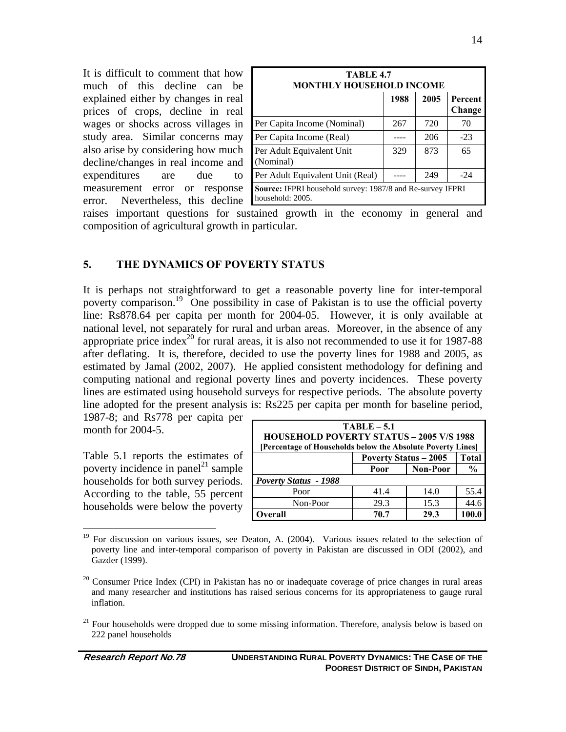It is difficult to comment that how much of this decline can be explained either by changes in real prices of crops, decline in real wages or shocks across villages in study area. Similar concerns may also arise by considering how much decline/changes in real income and expenditures are due to measurement error or response error. Nevertheless, this decline raises important questions for sustained growth in the economy in general and composition of agricultural growth in particular.

| **TABLE 4.7 MONTHLY HOUSEHOLD INCOME** | | | |
|---|---|---|---|
| | **1988** | **2005** | **Percent Change** |
| Per Capita Income (Nominal) | 267 | 720 | 70 |
| Per Capita Income (Real) | ---- | 206 | -23 |
| Per Adult Equivalent Unit (Nominal) | 329 | 873 | 65 |
| Per Adult Equivalent Unit (Real) | ---- | 249 | -24 |

**Source:** IFPRI household survey: 1987/8 and Re-survey IFPRI household: 2005.

## 5. THE DYNAMICS OF POVERTY STATUS

It is perhaps not straightforward to get a reasonable poverty line for inter-temporal poverty comparison.[19] One possibility in case of Pakistan is to use the official poverty line: Rs878.64 per capita per month for 2004-05. However, it is only available at national level, not separately for rural and urban areas. Moreover, in the absence of any appropriate price index[20] for rural areas, it is also not recommended to use it for 1987-88 after deflating. It is, therefore, decided to use the poverty lines for 1988 and 2005, as estimated by Jamal (2002, 2007). He applied consistent methodology for defining and computing national and regional poverty lines and poverty incidences. These poverty lines are estimated using household surveys for respective periods. The absolute poverty line adopted for the present analysis is: Rs225 per capita per month for baseline period, 1987-8; and Rs778 per capita per month for 2004-5.

Table 5.1 reports the estimates of poverty incidence in panel[21] sample households for both survey periods. According to the table, 55 percent households were below the poverty

| **TABLE – 5.1 HOUSEHOLD POVERTY STATUS – 2005 V/S 1988 [Percentage of Households below the Absolute Poverty Lines]** | | | |
|---|---|---|---|
| | **Poverty Status – 2005** | | **Total** |
| | **Poor** | **Non-Poor** | **%** |
| ***Poverty Status - 1988*** | | | |
| Poor | 41.4 | 14.0 | 55.4 |
| Non-Poor | 29.3 | 15.3 | 44.6 |
| **Overall** | **70.7** | **29.3** | **100.0** |

---

[19] For discussion on various issues, see Deaton, A. (2004). Various issues related to the selection of poverty line and inter-temporal comparison of poverty in Pakistan are discussed in ODI (2002), and Gazder (1999).

[20] Consumer Price Index (CPI) in Pakistan has no or inadequate coverage of price changes in rural areas and many researcher and institutions has raised serious concerns for its appropriateness to gauge rural inflation.

[21] Four households were dropped due to some missing information. Therefore, analysis below is based on 222 panel households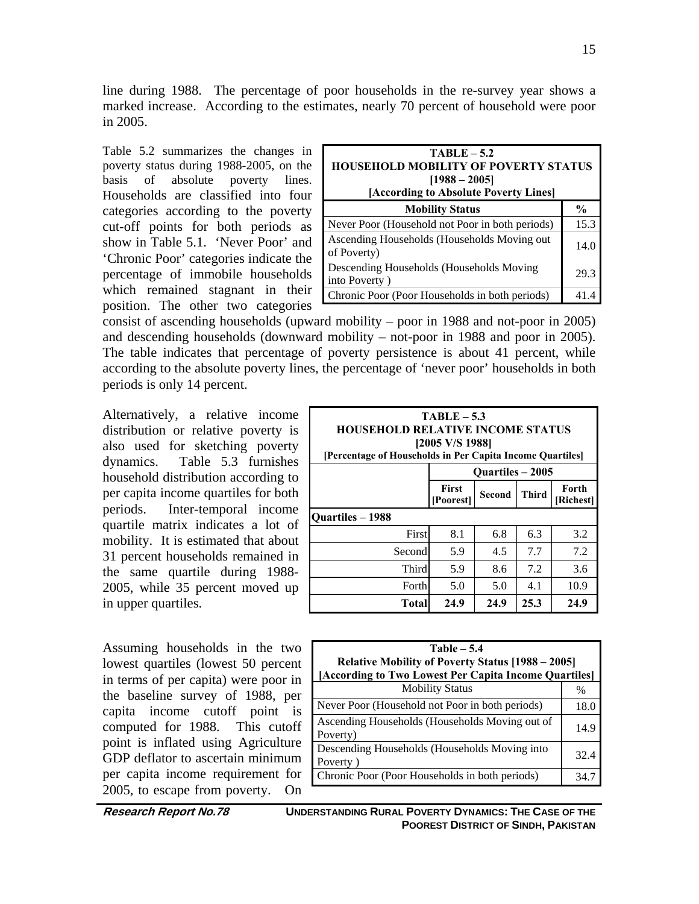line during 1988. The percentage of poor households in the re-survey year shows a marked increase. According to the estimates, nearly 70 percent of household were poor in 2005.

Table 5.2 summarizes the changes in poverty status during 1988-2005, on the basis of absolute poverty lines. Households are classified into four categories according to the poverty cut-off points for both periods as show in Table 5.1. 'Never Poor' and 'Chronic Poor' categories indicate the percentage of immobile households which remained stagnant in their position. The other two categories consist of ascending households (upward mobility – poor in 1988 and not-poor in 2005) and descending households (downward mobility – not-poor in 1988 and poor in 2005). The table indicates that percentage of poverty persistence is about 41 percent, while according to the absolute poverty lines, the percentage of 'never poor' households in both periods is only 14 percent.

**TABLE – 5.2**
**HOUSEHOLD MOBILITY OF POVERTY STATUS**
**[1988 – 2005]**
**[According to Absolute Poverty Lines]**

| Mobility Status | % |
|---|---|
| Never Poor (Household not Poor in both periods) | 15.3 |
| Ascending Households (Households Moving out of Poverty) | 14.0 |
| Descending Households (Households Moving into Poverty ) | 29.3 |
| Chronic Poor (Poor Households in both periods) | 41.4 |

Alternatively, a relative income distribution or relative poverty is also used for sketching poverty dynamics. Table 5.3 furnishes household distribution according to per capita income quartiles for both periods. Inter-temporal income quartile matrix indicates a lot of mobility. It is estimated that about 31 percent households remained in the same quartile during 1988-2005, while 35 percent moved up in upper quartiles.

**TABLE – 5.3**
**HOUSEHOLD RELATIVE INCOME STATUS**
**[2005 V/S 1988]**
**[Percentage of Households in Per Capita Income Quartiles]**

| | Quartiles – 2005 | | | |
|---|---|---|---|---|
| | First [Poorest] | Second | Third | Forth [Richest] |
| **Quartiles – 1988** | | | | |
| First | 8.1 | 6.8 | 6.3 | 3.2 |
| Second | 5.9 | 4.5 | 7.7 | 7.2 |
| Third | 5.9 | 8.6 | 7.2 | 3.6 |
| Forth | 5.0 | 5.0 | 4.1 | 10.9 |
| **Total** | **24.9** | **24.9** | **25.3** | **24.9** |

Assuming households in the two lowest quartiles (lowest 50 percent in terms of per capita) were poor in the baseline survey of 1988, per capita income cutoff point is computed for 1988. This cutoff point is inflated using Agriculture GDP deflator to ascertain minimum per capita income requirement for 2005, to escape from poverty. On

**Table – 5.4**
**Relative Mobility of Poverty Status [1988 – 2005]**
**[According to Two Lowest Per Capita Income Quartiles]**

| Mobility Status | % |
|---|---|
| Never Poor (Household not Poor in both periods) | 18.0 |
| Ascending Households (Households Moving out of Poverty) | 14.9 |
| Descending Households (Households Moving into Poverty ) | 32.4 |
| Chronic Poor (Poor Households in both periods) | 34.7 |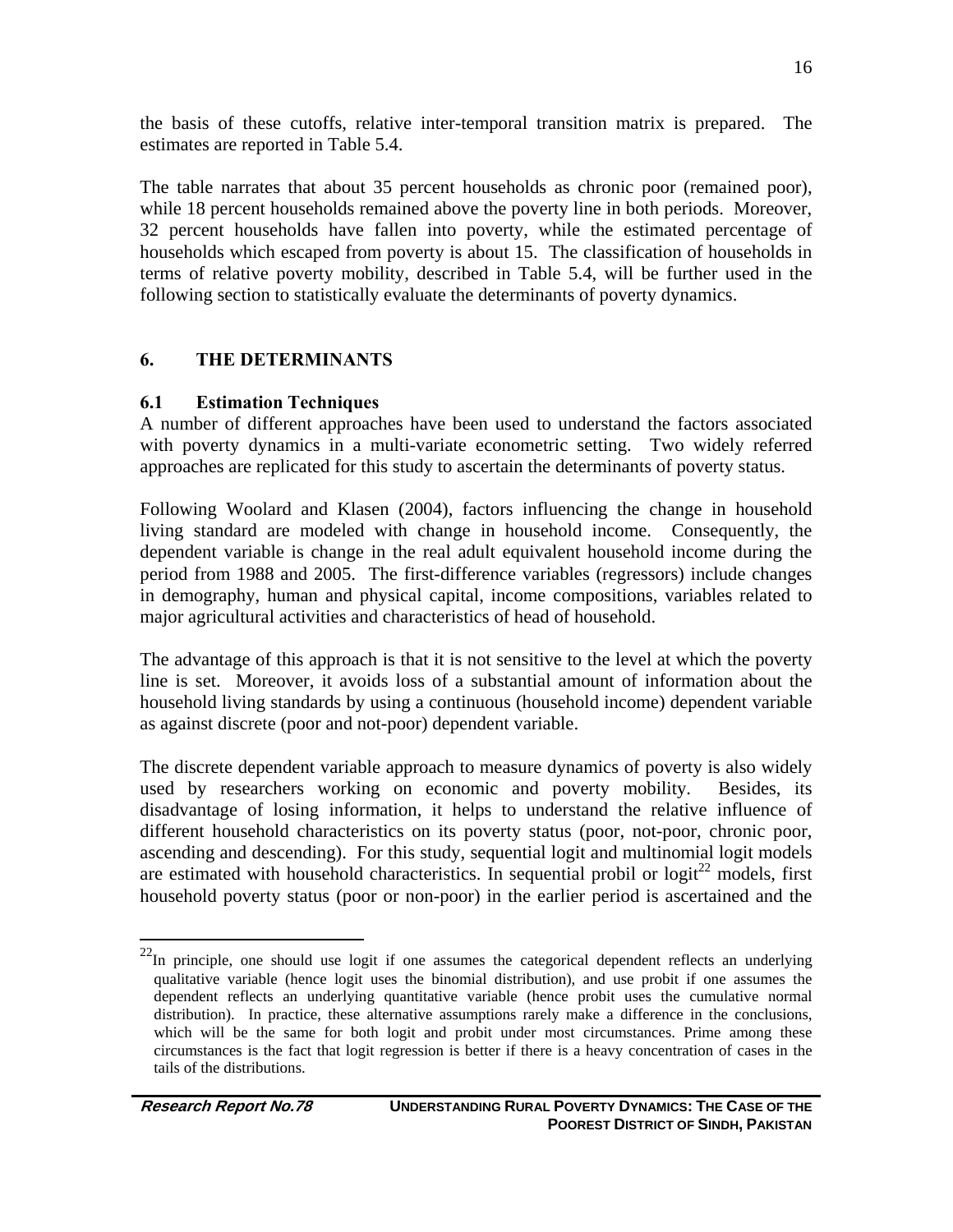the basis of these cutoffs, relative inter-temporal transition matrix is prepared. The estimates are reported in Table 5.4.

The table narrates that about 35 percent households as chronic poor (remained poor), while 18 percent households remained above the poverty line in both periods. Moreover, 32 percent households have fallen into poverty, while the estimated percentage of households which escaped from poverty is about 15. The classification of households in terms of relative poverty mobility, described in Table 5.4, will be further used in the following section to statistically evaluate the determinants of poverty dynamics.

## 6. THE DETERMINANTS

### 6.1 Estimation Techniques

A number of different approaches have been used to understand the factors associated with poverty dynamics in a multi-variate econometric setting. Two widely referred approaches are replicated for this study to ascertain the determinants of poverty status.

Following Woolard and Klasen (2004), factors influencing the change in household living standard are modeled with change in household income. Consequently, the dependent variable is change in the real adult equivalent household income during the period from 1988 and 2005. The first-difference variables (regressors) include changes in demography, human and physical capital, income compositions, variables related to major agricultural activities and characteristics of head of household.

The advantage of this approach is that it is not sensitive to the level at which the poverty line is set. Moreover, it avoids loss of a substantial amount of information about the household living standards by using a continuous (household income) dependent variable as against discrete (poor and not-poor) dependent variable.

The discrete dependent variable approach to measure dynamics of poverty is also widely used by researchers working on economic and poverty mobility. Besides, its disadvantage of losing information, it helps to understand the relative influence of different household characteristics on its poverty status (poor, not-poor, chronic poor, ascending and descending). For this study, sequential logit and multinomial logit models are estimated with household characteristics. In sequential probil or logit[22] models, first household poverty status (poor or non-poor) in the earlier period is ascertained and the

---

[22] In principle, one should use logit if one assumes the categorical dependent reflects an underlying qualitative variable (hence logit uses the binomial distribution), and use probit if one assumes the dependent reflects an underlying quantitative variable (hence probit uses the cumulative normal distribution). In practice, these alternative assumptions rarely make a difference in the conclusions, which will be the same for both logit and probit under most circumstances. Prime among these circumstances is the fact that logit regression is better if there is a heavy concentration of cases in the tails of the distributions.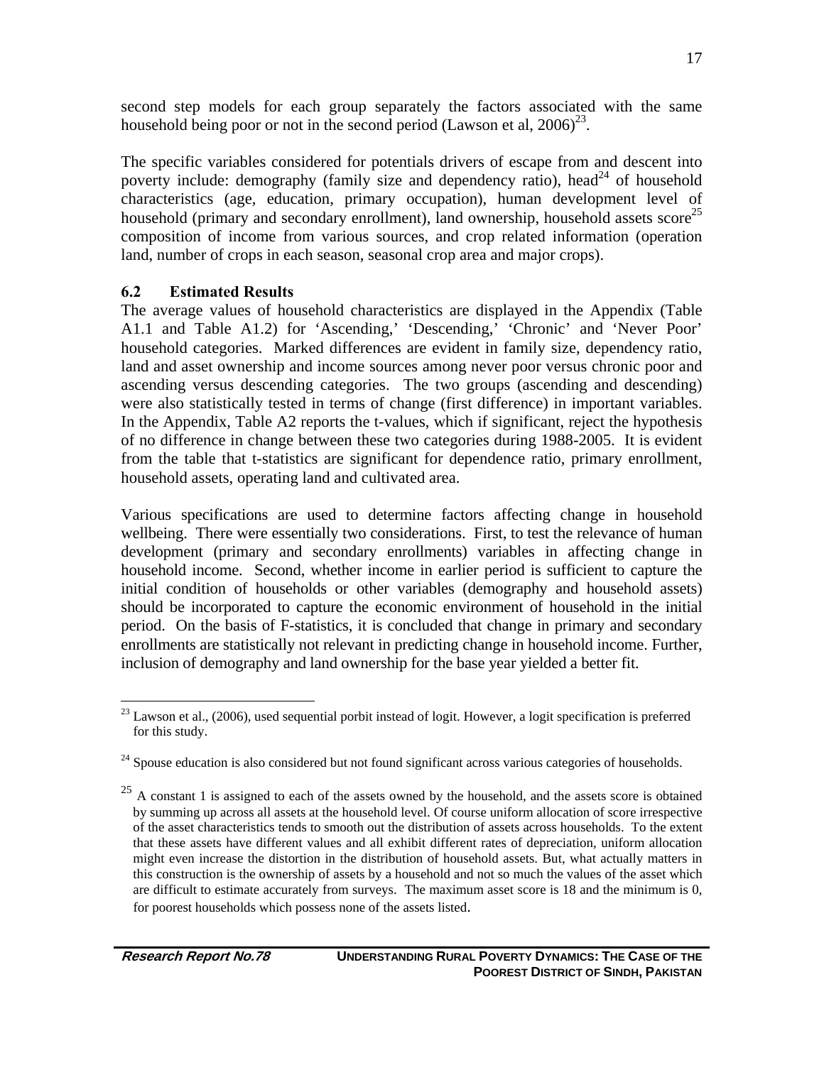second step models for each group separately the factors associated with the same household being poor or not in the second period (Lawson et al, 2006)[23].

The specific variables considered for potentials drivers of escape from and descent into poverty include: demography (family size and dependency ratio), head[24] of household characteristics (age, education, primary occupation), human development level of household (primary and secondary enrollment), land ownership, household assets score[25] composition of income from various sources, and crop related information (operation land, number of crops in each season, seasonal crop area and major crops).

### 6.2 Estimated Results

The average values of household characteristics are displayed in the Appendix (Table A1.1 and Table A1.2) for 'Ascending,' 'Descending,' 'Chronic' and 'Never Poor' household categories. Marked differences are evident in family size, dependency ratio, land and asset ownership and income sources among never poor versus chronic poor and ascending versus descending categories. The two groups (ascending and descending) were also statistically tested in terms of change (first difference) in important variables. In the Appendix, Table A2 reports the t-values, which if significant, reject the hypothesis of no difference in change between these two categories during 1988-2005. It is evident from the table that t-statistics are significant for dependence ratio, primary enrollment, household assets, operating land and cultivated area.

Various specifications are used to determine factors affecting change in household wellbeing. There were essentially two considerations. First, to test the relevance of human development (primary and secondary enrollments) variables in affecting change in household income. Second, whether income in earlier period is sufficient to capture the initial condition of households or other variables (demography and household assets) should be incorporated to capture the economic environment of household in the initial period. On the basis of F-statistics, it is concluded that change in primary and secondary enrollments are statistically not relevant in predicting change in household income. Further, inclusion of demography and land ownership for the base year yielded a better fit.

---

[23] Lawson et al., (2006), used sequential porbit instead of logit. However, a logit specification is preferred for this study.

[24] Spouse education is also considered but not found significant across various categories of households.

[25] A constant 1 is assigned to each of the assets owned by the household, and the assets score is obtained by summing up across all assets at the household level. Of course uniform allocation of score irrespective of the asset characteristics tends to smooth out the distribution of assets across households. To the extent that these assets have different values and all exhibit different rates of depreciation, uniform allocation might even increase the distortion in the distribution of household assets. But, what actually matters in this construction is the ownership of assets by a household and not so much the values of the asset which are difficult to estimate accurately from surveys. The maximum asset score is 18 and the minimum is 0, for poorest households which possess none of the assets listed.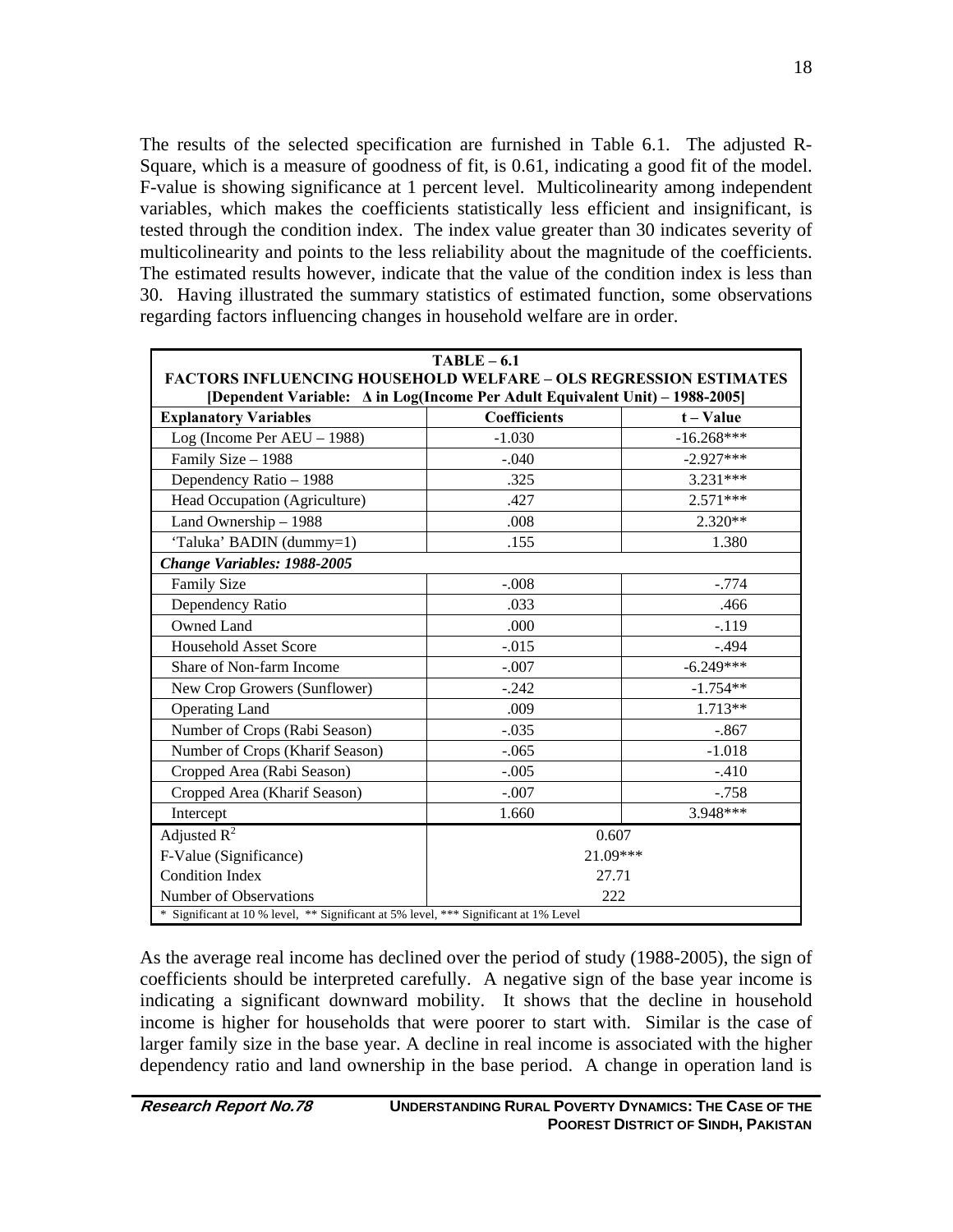The results of the selected specification are furnished in Table 6.1. The adjusted R-Square, which is a measure of goodness of fit, is 0.61, indicating a good fit of the model. F-value is showing significance at 1 percent level. Multicolinearity among independent variables, which makes the coefficients statistically less efficient and insignificant, is tested through the condition index. The index value greater than 30 indicates severity of multicolinearity and points to the less reliability about the magnitude of the coefficients. The estimated results however, indicate that the value of the condition index is less than 30. Having illustrated the summary statistics of estimated function, some observations regarding factors influencing changes in household welfare are in order.

**TABLE – 6.1**
**FACTORS INFLUENCING HOUSEHOLD WELFARE – OLS REGRESSION ESTIMATES**
**[Dependent Variable: Δ in Log(Income Per Adult Equivalent Unit) – 1988-2005]**

| Explanatory Variables | Coefficients | t – Value |
|---|---|---|
| Log (Income Per AEU – 1988) | -1.030 | -16.268*** |
| Family Size – 1988 | -.040 | -2.927*** |
| Dependency Ratio – 1988 | .325 | 3.231*** |
| Head Occupation (Agriculture) | .427 | 2.571*** |
| Land Ownership – 1988 | .008 | 2.320** |
| 'Taluka' BADIN (dummy=1) | .155 | 1.380 |
| ***Change Variables: 1988-2005*** | | |
| Family Size | -.008 | -.774 |
| Dependency Ratio | .033 | .466 |
| Owned Land | .000 | -.119 |
| Household Asset Score | -.015 | -.494 |
| Share of Non-farm Income | -.007 | -6.249*** |
| New Crop Growers (Sunflower) | -.242 | -1.754** |
| Operating Land | .009 | 1.713** |
| Number of Crops (Rabi Season) | -.035 | -.867 |
| Number of Crops (Kharif Season) | -.065 | -1.018 |
| Cropped Area (Rabi Season) | -.005 | -.410 |
| Cropped Area (Kharif Season) | -.007 | -.758 |
| Intercept | 1.660 | 3.948*** |
| Adjusted $R^2$ | 0.607 | |
| F-Value (Significance) | 21.09*** | |
| Condition Index | 27.71 | |
| Number of Observations | 222 | |

\* Significant at 10 % level, ** Significant at 5% level, *** Significant at 1% Level

As the average real income has declined over the period of study (1988-2005), the sign of coefficients should be interpreted carefully. A negative sign of the base year income is indicating a significant downward mobility. It shows that the decline in household income is higher for households that were poorer to start with. Similar is the case of larger family size in the base year. A decline in real income is associated with the higher dependency ratio and land ownership in the base period. A change in operation land is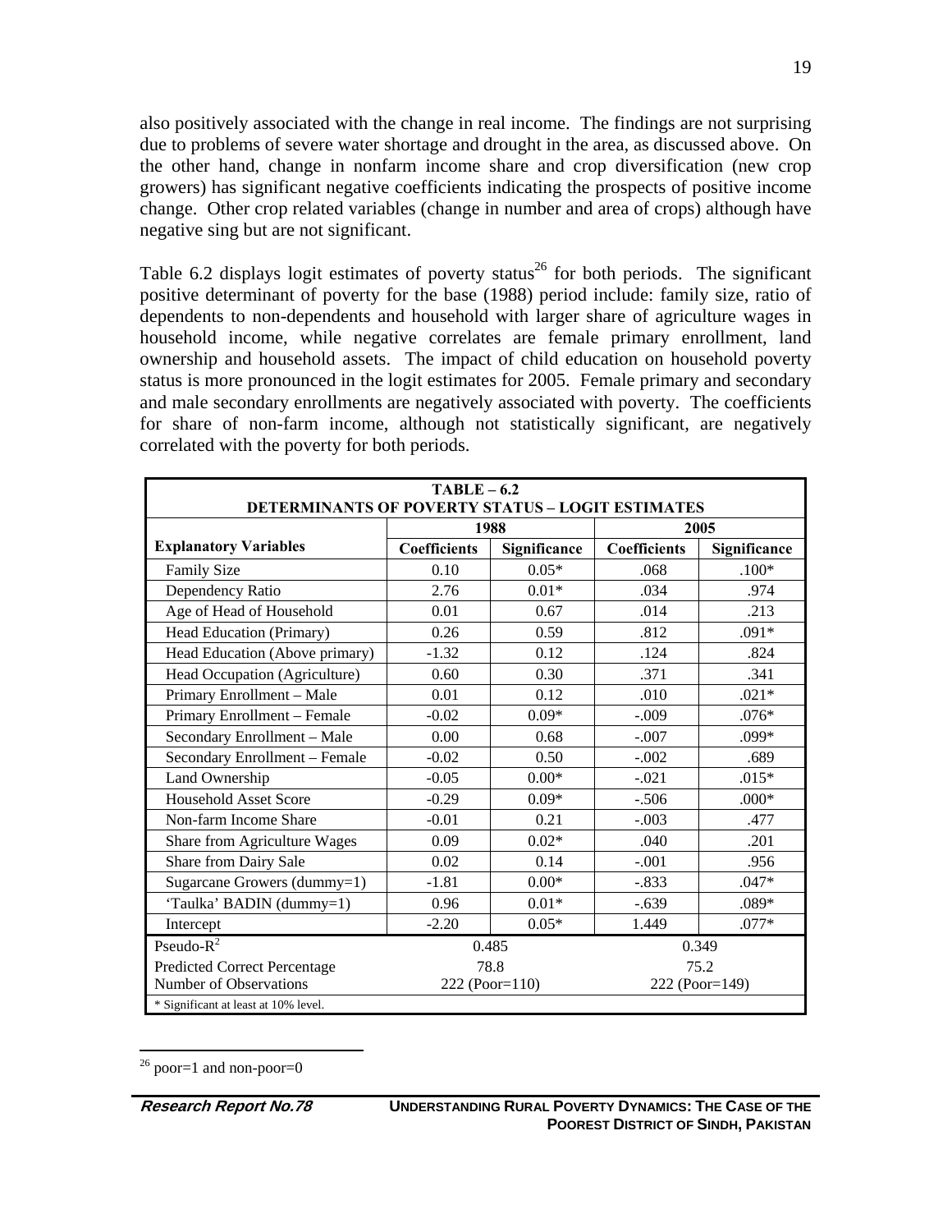also positively associated with the change in real income. The findings are not surprising due to problems of severe water shortage and drought in the area, as discussed above. On the other hand, change in nonfarm income share and crop diversification (new crop growers) has significant negative coefficients indicating the prospects of positive income change. Other crop related variables (change in number and area of crops) although have negative sing but are not significant.

Table 6.2 displays logit estimates of poverty status[26] for both periods. The significant positive determinant of poverty for the base (1988) period include: family size, ratio of dependents to non-dependents and household with larger share of agriculture wages in household income, while negative correlates are female primary enrollment, land ownership and household assets. The impact of child education on household poverty status is more pronounced in the logit estimates for 2005. Female primary and secondary and male secondary enrollments are negatively associated with poverty. The coefficients for share of non-farm income, although not statistically significant, are negatively correlated with the poverty for both periods.

**TABLE – 6.2**
**DETERMINANTS OF POVERTY STATUS – LOGIT ESTIMATES**

| Explanatory Variables | 1988 | | 2005 | |
|---|---|---|---|---|
| | Coefficients | Significance | Coefficients | Significance |
| Family Size | 0.10 | 0.05* | .068 | .100* |
| Dependency Ratio | 2.76 | 0.01* | .034 | .974 |
| Age of Head of Household | 0.01 | 0.67 | .014 | .213 |
| Head Education (Primary) | 0.26 | 0.59 | .812 | .091* |
| Head Education (Above primary) | -1.32 | 0.12 | .124 | .824 |
| Head Occupation (Agriculture) | 0.60 | 0.30 | .371 | .341 |
| Primary Enrollment – Male | 0.01 | 0.12 | .010 | .021* |
| Primary Enrollment – Female | -0.02 | 0.09* | -.009 | .076* |
| Secondary Enrollment – Male | 0.00 | 0.68 | -.007 | .099* |
| Secondary Enrollment – Female | -0.02 | 0.50 | -.002 | .689 |
| Land Ownership | -0.05 | 0.00* | -.021 | .015* |
| Household Asset Score | -0.29 | 0.09* | -.506 | .000* |
| Non-farm Income Share | -0.01 | 0.21 | -.003 | .477 |
| Share from Agriculture Wages | 0.09 | 0.02* | .040 | .201 |
| Share from Dairy Sale | 0.02 | 0.14 | -.001 | .956 |
| Sugarcane Growers (dummy=1) | -1.81 | 0.00* | -.833 | .047* |
| 'Taulka' BADIN (dummy=1) | 0.96 | 0.01* | -.639 | .089* |
| Intercept | -2.20 | 0.05* | 1.449 | .077* |
| Pseudo-$R^2$ | 0.485 | | 0.349 | |
| Predicted Correct Percentage | 78.8 | | 75.2 | |
| Number of Observations | 222 (Poor=110) | | 222 (Poor=149) | |

\* Significant at least at 10% level.

[26] poor=1 and non-poor=0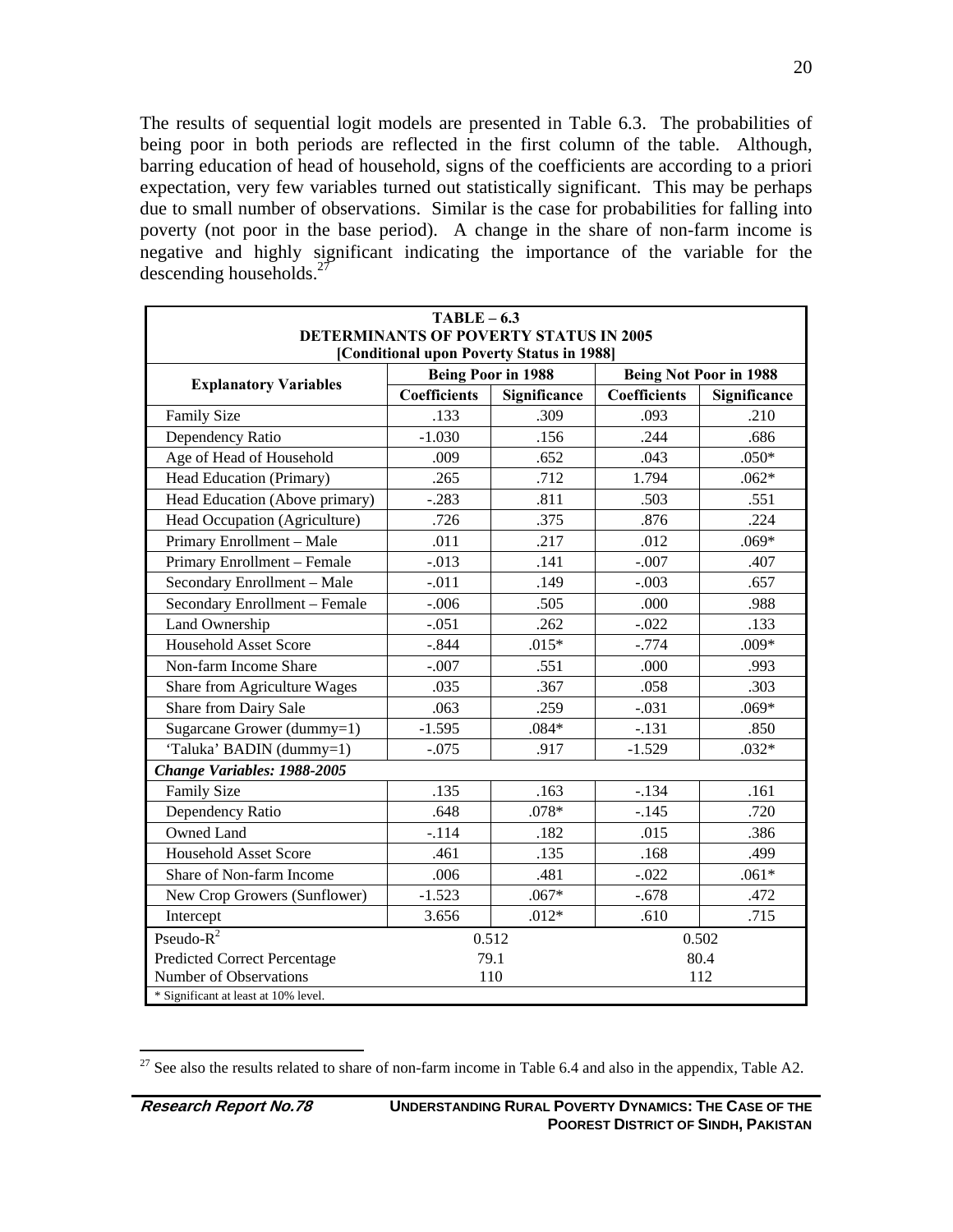The results of sequential logit models are presented in Table 6.3. The probabilities of being poor in both periods are reflected in the first column of the table. Although, barring education of head of household, signs of the coefficients are according to a priori expectation, very few variables turned out statistically significant. This may be perhaps due to small number of observations. Similar is the case for probabilities for falling into poverty (not poor in the base period). A change in the share of non-farm income is negative and highly significant indicating the importance of the variable for the descending households.[27]

**TABLE – 6.3**
**DETERMINANTS OF POVERTY STATUS IN 2005**
**[Conditional upon Poverty Status in 1988]**

| Explanatory Variables | Being Poor in 1988 | | Being Not Poor in 1988 | |
|---|---|---|---|---|
| | Coefficients | Significance | Coefficients | Significance |
| Family Size | .133 | .309 | .093 | .210 |
| Dependency Ratio | -1.030 | .156 | .244 | .686 |
| Age of Head of Household | .009 | .652 | .043 | .050* |
| Head Education (Primary) | .265 | .712 | 1.794 | .062* |
| Head Education (Above primary) | -.283 | .811 | .503 | .551 |
| Head Occupation (Agriculture) | .726 | .375 | .876 | .224 |
| Primary Enrollment – Male | .011 | .217 | .012 | .069* |
| Primary Enrollment – Female | -.013 | .141 | -.007 | .407 |
| Secondary Enrollment – Male | -.011 | .149 | -.003 | .657 |
| Secondary Enrollment – Female | -.006 | .505 | .000 | .988 |
| Land Ownership | -.051 | .262 | -.022 | .133 |
| Household Asset Score | -.844 | .015* | -.774 | .009* |
| Non-farm Income Share | -.007 | .551 | .000 | .993 |
| Share from Agriculture Wages | .035 | .367 | .058 | .303 |
| Share from Dairy Sale | .063 | .259 | -.031 | .069* |
| Sugarcane Grower (dummy=1) | -1.595 | .084* | -.131 | .850 |
| 'Taluka' BADIN (dummy=1) | -.075 | .917 | -1.529 | .032* |
| ***Change Variables: 1988-2005*** | | | | |
| Family Size | .135 | .163 | -.134 | .161 |
| Dependency Ratio | .648 | .078* | -.145 | .720 |
| Owned Land | -.114 | .182 | .015 | .386 |
| Household Asset Score | .461 | .135 | .168 | .499 |
| Share of Non-farm Income | .006 | .481 | -.022 | .061* |
| New Crop Growers (Sunflower) | -1.523 | .067* | -.678 | .472 |
| Intercept | 3.656 | .012* | .610 | .715 |
| Pseudo-$R^2$ | 0.512 | | 0.502 | |
| Predicted Correct Percentage | 79.1 | | 80.4 | |
| Number of Observations | 110 | | 112 | |

\* Significant at least at 10% level.

[27] See also the results related to share of non-farm income in Table 6.4 and also in the appendix, Table A2.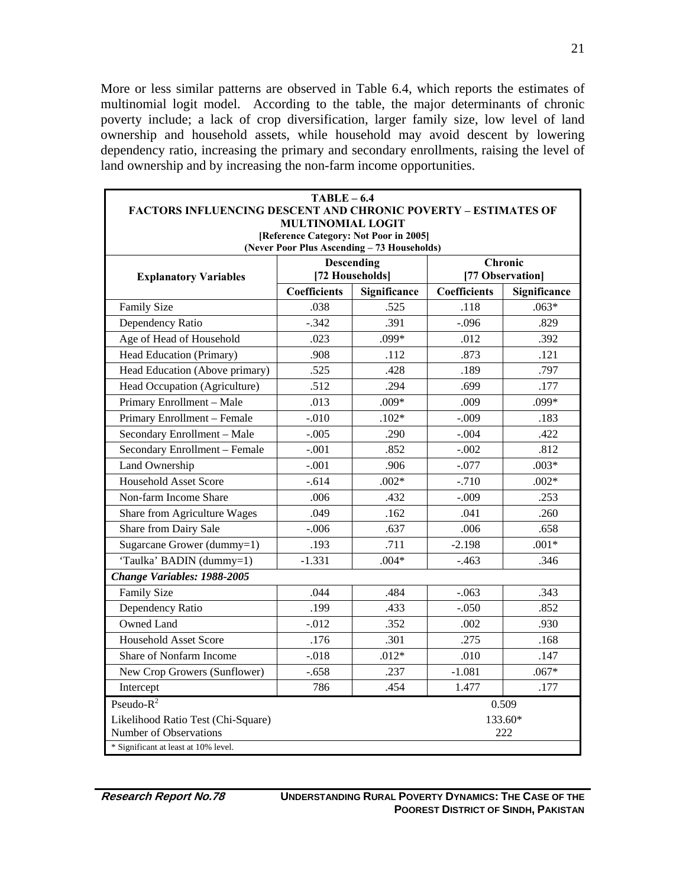More or less similar patterns are observed in Table 6.4, which reports the estimates of multinomial logit model. According to the table, the major determinants of chronic poverty include; a lack of crop diversification, larger family size, low level of land ownership and household assets, while household may avoid descent by lowering dependency ratio, increasing the primary and secondary enrollments, raising the level of land ownership and by increasing the non-farm income opportunities.

**TABLE – 6.4**
**FACTORS INFLUENCING DESCENT AND CHRONIC POVERTY – ESTIMATES OF MULTINOMIAL LOGIT**
**[Reference Category: Not Poor in 2005]**
**(Never Poor Plus Ascending – 73 Households)**

| Explanatory Variables | Descending [72 Households] | | Chronic [77 Observation] | |
|---|---|---|---|---|
| | Coefficients | Significance | Coefficients | Significance |
| Family Size | .038 | .525 | .118 | .063* |
| Dependency Ratio | -.342 | .391 | -.096 | .829 |
| Age of Head of Household | .023 | .099* | .012 | .392 |
| Head Education (Primary) | .908 | .112 | .873 | .121 |
| Head Education (Above primary) | .525 | .428 | .189 | .797 |
| Head Occupation (Agriculture) | .512 | .294 | .699 | .177 |
| Primary Enrollment – Male | .013 | .009* | .009 | .099* |
| Primary Enrollment – Female | -.010 | .102* | -.009 | .183 |
| Secondary Enrollment – Male | -.005 | .290 | -.004 | .422 |
| Secondary Enrollment – Female | -.001 | .852 | -.002 | .812 |
| Land Ownership | -.001 | .906 | -.077 | .003* |
| Household Asset Score | -.614 | .002* | -.710 | .002* |
| Non-farm Income Share | .006 | .432 | -.009 | .253 |
| Share from Agriculture Wages | .049 | .162 | .041 | .260 |
| Share from Dairy Sale | -.006 | .637 | .006 | .658 |
| Sugarcane Grower (dummy=1) | .193 | .711 | -2.198 | .001* |
| 'Taulka' BADIN (dummy=1) | -1.331 | .004* | -.463 | .346 |
| ***Change Variables: 1988-2005*** | | | | |
| Family Size | .044 | .484 | -.063 | .343 |
| Dependency Ratio | .199 | .433 | -.050 | .852 |
| Owned Land | -.012 | .352 | .002 | .930 |
| Household Asset Score | .176 | .301 | .275 | .168 |
| Share of Nonfarm Income | -.018 | .012* | .010 | .147 |
| New Crop Growers (Sunflower) | -.658 | .237 | -1.081 | .067* |
| Intercept | 786 | .454 | 1.477 | .177 |
| Pseudo-$R^2$ | | | 0.509 | |
| Likelihood Ratio Test (Chi-Square) | | | 133.60* | |
| Number of Observations | | | 222 | |

\* Significant at least at 10% level.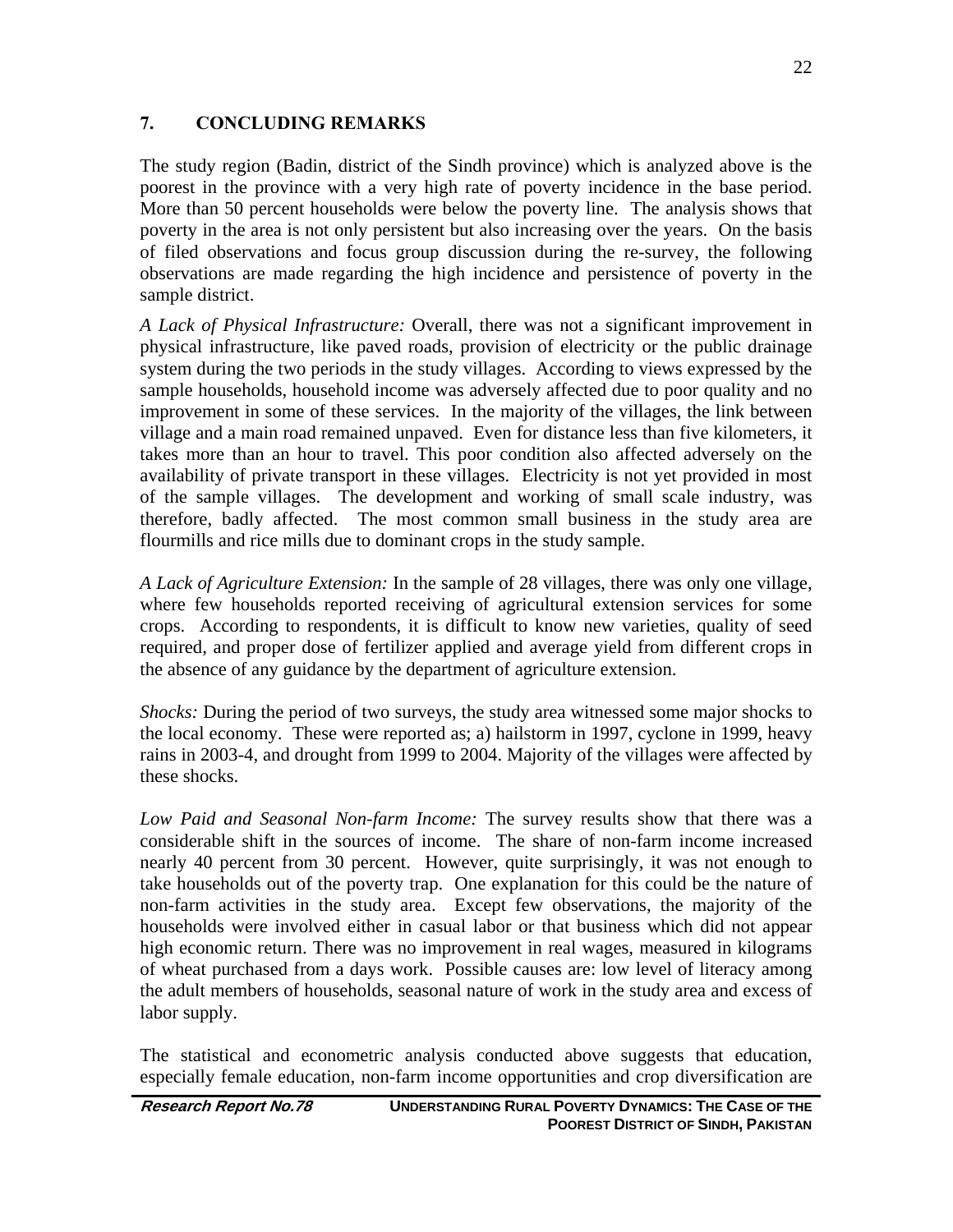## 7. CONCLUDING REMARKS

The study region (Badin, district of the Sindh province) which is analyzed above is the poorest in the province with a very high rate of poverty incidence in the base period. More than 50 percent households were below the poverty line. The analysis shows that poverty in the area is not only persistent but also increasing over the years. On the basis of filed observations and focus group discussion during the re-survey, the following observations are made regarding the high incidence and persistence of poverty in the sample district.

*A Lack of Physical Infrastructure:* Overall, there was not a significant improvement in physical infrastructure, like paved roads, provision of electricity or the public drainage system during the two periods in the study villages. According to views expressed by the sample households, household income was adversely affected due to poor quality and no improvement in some of these services. In the majority of the villages, the link between village and a main road remained unpaved. Even for distance less than five kilometers, it takes more than an hour to travel. This poor condition also affected adversely on the availability of private transport in these villages. Electricity is not yet provided in most of the sample villages. The development and working of small scale industry, was therefore, badly affected. The most common small business in the study area are flourmills and rice mills due to dominant crops in the study sample.

*A Lack of Agriculture Extension:* In the sample of 28 villages, there was only one village, where few households reported receiving of agricultural extension services for some crops. According to respondents, it is difficult to know new varieties, quality of seed required, and proper dose of fertilizer applied and average yield from different crops in the absence of any guidance by the department of agriculture extension.

*Shocks:* During the period of two surveys, the study area witnessed some major shocks to the local economy. These were reported as; a) hailstorm in 1997, cyclone in 1999, heavy rains in 2003-4, and drought from 1999 to 2004. Majority of the villages were affected by these shocks.

*Low Paid and Seasonal Non-farm Income:* The survey results show that there was a considerable shift in the sources of income. The share of non-farm income increased nearly 40 percent from 30 percent. However, quite surprisingly, it was not enough to take households out of the poverty trap. One explanation for this could be the nature of non-farm activities in the study area. Except few observations, the majority of the households were involved either in casual labor or that business which did not appear high economic return. There was no improvement in real wages, measured in kilograms of wheat purchased from a days work. Possible causes are: low level of literacy among the adult members of households, seasonal nature of work in the study area and excess of labor supply.

The statistical and econometric analysis conducted above suggests that education, especially female education, non-farm income opportunities and crop diversification are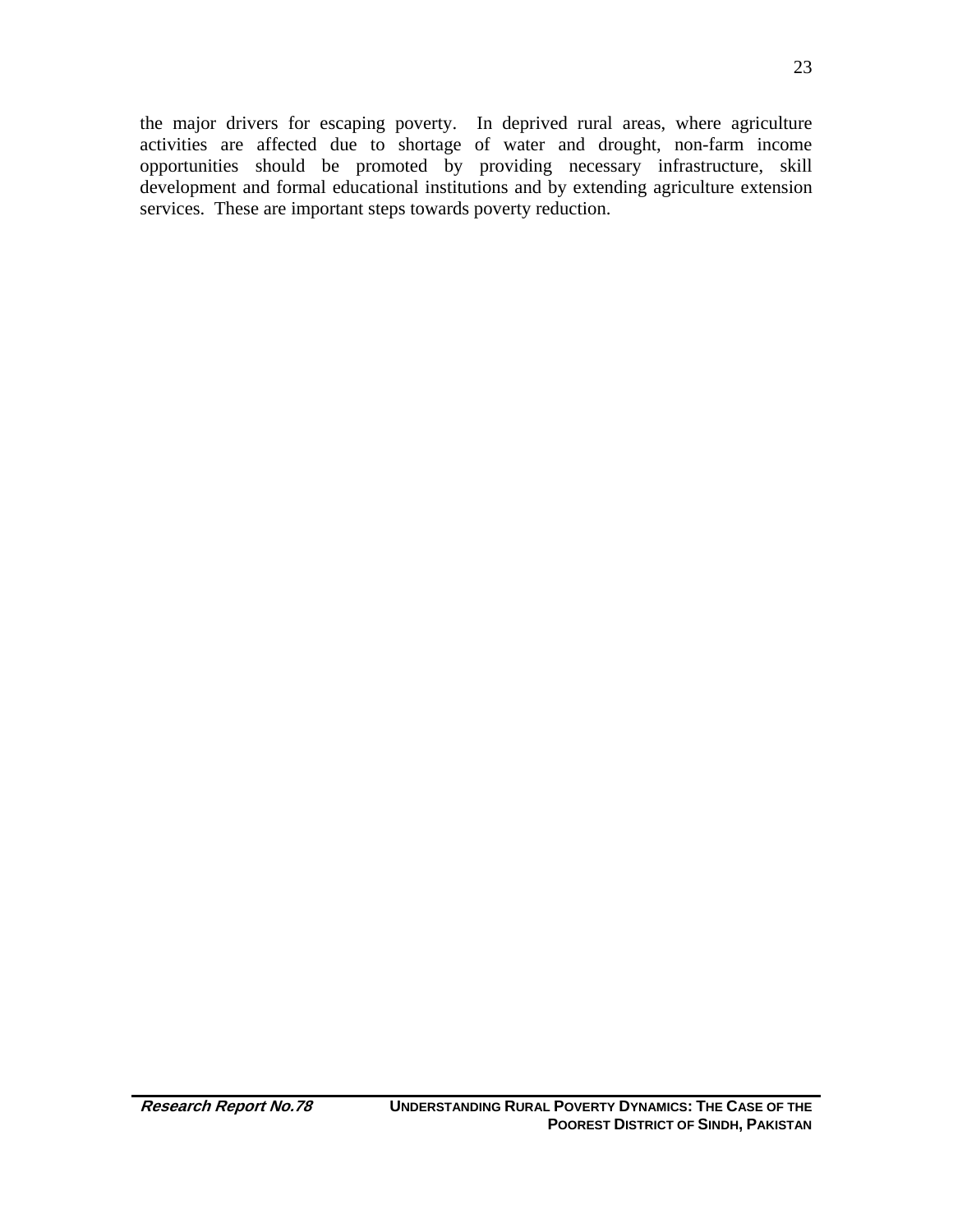the major drivers for escaping poverty. In deprived rural areas, where agriculture activities are affected due to shortage of water and drought, non-farm income opportunities should be promoted by providing necessary infrastructure, skill development and formal educational institutions and by extending agriculture extension services. These are important steps towards poverty reduction.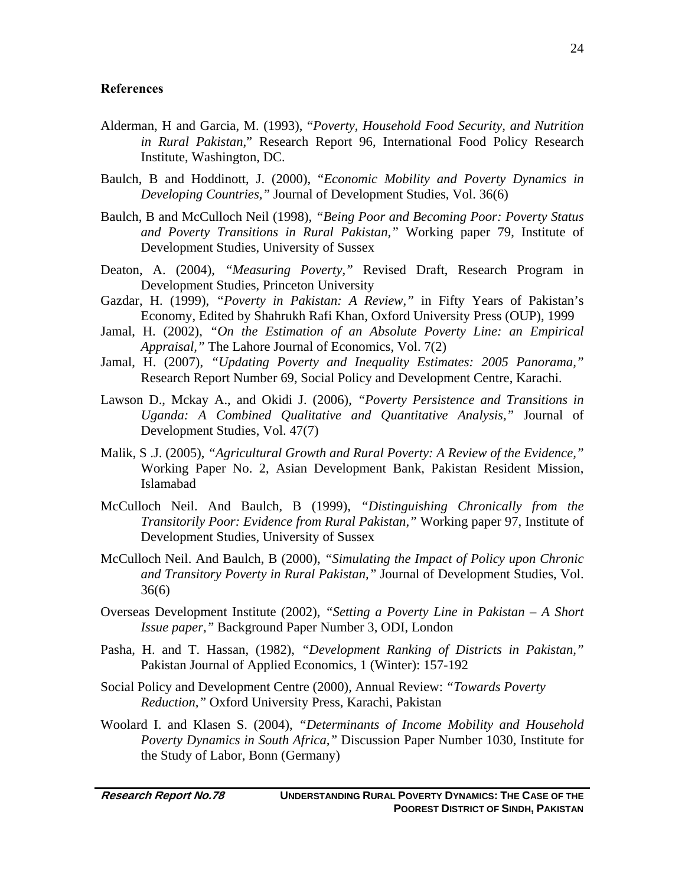## References

Alderman, H and Garcia, M. (1993), "*Poverty, Household Food Security, and Nutrition in Rural Pakistan*," Research Report 96, International Food Policy Research Institute, Washington, DC.

Baulch, B and Hoddinott, J. (2000), "*Economic Mobility and Poverty Dynamics in Developing Countries,"* Journal of Development Studies, Vol. 36(6)

Baulch, B and McCulloch Neil (1998), *"Being Poor and Becoming Poor: Poverty Status and Poverty Transitions in Rural Pakistan,"* Working paper 79, Institute of Development Studies, University of Sussex

Deaton, A. (2004), *"Measuring Poverty,"* Revised Draft, Research Program in Development Studies, Princeton University

Gazdar, H. (1999), *"Poverty in Pakistan: A Review,"* in Fifty Years of Pakistan's Economy, Edited by Shahrukh Rafi Khan, Oxford University Press (OUP), 1999

Jamal, H. (2002), *"On the Estimation of an Absolute Poverty Line: an Empirical Appraisal,"* The Lahore Journal of Economics, Vol. 7(2)

Jamal, H. (2007), *"Updating Poverty and Inequality Estimates: 2005 Panorama,"* Research Report Number 69, Social Policy and Development Centre, Karachi.

Lawson D., Mckay A., and Okidi J. (2006), *"Poverty Persistence and Transitions in Uganda: A Combined Qualitative and Quantitative Analysis,"* Journal of Development Studies, Vol. 47(7)

Malik, S .J. (2005), *"Agricultural Growth and Rural Poverty: A Review of the Evidence,"* Working Paper No. 2, Asian Development Bank, Pakistan Resident Mission, Islamabad

McCulloch Neil. And Baulch, B (1999), *"Distinguishing Chronically from the Transitorily Poor: Evidence from Rural Pakistan,"* Working paper 97, Institute of Development Studies, University of Sussex

McCulloch Neil. And Baulch, B (2000), *"Simulating the Impact of Policy upon Chronic and Transitory Poverty in Rural Pakistan,"* Journal of Development Studies, Vol. 36(6)

Overseas Development Institute (2002), *"Setting a Poverty Line in Pakistan – A Short Issue paper,"* Background Paper Number 3, ODI, London

Pasha, H. and T. Hassan, (1982), *"Development Ranking of Districts in Pakistan,"* Pakistan Journal of Applied Economics, 1 (Winter): 157-192

Social Policy and Development Centre (2000), Annual Review: *"Towards Poverty Reduction,"* Oxford University Press, Karachi, Pakistan

Woolard I. and Klasen S. (2004), *"Determinants of Income Mobility and Household Poverty Dynamics in South Africa,"* Discussion Paper Number 1030, Institute for the Study of Labor, Bonn (Germany)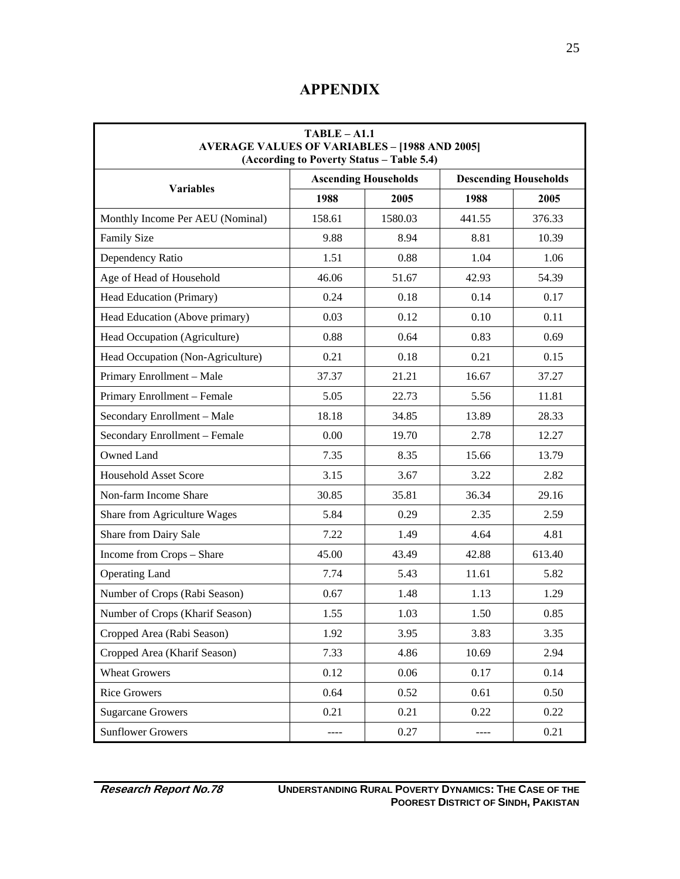# APPENDIX

**TABLE – A1.1**
**AVERAGE VALUES OF VARIABLES – [1988 AND 2005]**
**(According to Poverty Status – Table 5.4)**

| Variables | Ascending Households | | Descending Households | |
|---|---|---|---|---|
| | 1988 | 2005 | 1988 | 2005 |
| Monthly Income Per AEU (Nominal) | 158.61 | 1580.03 | 441.55 | 376.33 |
| Family Size | 9.88 | 8.94 | 8.81 | 10.39 |
| Dependency Ratio | 1.51 | 0.88 | 1.04 | 1.06 |
| Age of Head of Household | 46.06 | 51.67 | 42.93 | 54.39 |
| Head Education (Primary) | 0.24 | 0.18 | 0.14 | 0.17 |
| Head Education (Above primary) | 0.03 | 0.12 | 0.10 | 0.11 |
| Head Occupation (Agriculture) | 0.88 | 0.64 | 0.83 | 0.69 |
| Head Occupation (Non-Agriculture) | 0.21 | 0.18 | 0.21 | 0.15 |
| Primary Enrollment – Male | 37.37 | 21.21 | 16.67 | 37.27 |
| Primary Enrollment – Female | 5.05 | 22.73 | 5.56 | 11.81 |
| Secondary Enrollment – Male | 18.18 | 34.85 | 13.89 | 28.33 |
| Secondary Enrollment – Female | 0.00 | 19.70 | 2.78 | 12.27 |
| Owned Land | 7.35 | 8.35 | 15.66 | 13.79 |
| Household Asset Score | 3.15 | 3.67 | 3.22 | 2.82 |
| Non-farm Income Share | 30.85 | 35.81 | 36.34 | 29.16 |
| Share from Agriculture Wages | 5.84 | 0.29 | 2.35 | 2.59 |
| Share from Dairy Sale | 7.22 | 1.49 | 4.64 | 4.81 |
| Income from Crops – Share | 45.00 | 43.49 | 42.88 | 613.40 |
| Operating Land | 7.74 | 5.43 | 11.61 | 5.82 |
| Number of Crops (Rabi Season) | 0.67 | 1.48 | 1.13 | 1.29 |
| Number of Crops (Kharif Season) | 1.55 | 1.03 | 1.50 | 0.85 |
| Cropped Area (Rabi Season) | 1.92 | 3.95 | 3.83 | 3.35 |
| Cropped Area (Kharif Season) | 7.33 | 4.86 | 10.69 | 2.94 |
| Wheat Growers | 0.12 | 0.06 | 0.17 | 0.14 |
| Rice Growers | 0.64 | 0.52 | 0.61 | 0.50 |
| Sugarcane Growers | 0.21 | 0.21 | 0.22 | 0.22 |
| Sunflower Growers | ---- | 0.27 | ---- | 0.21 |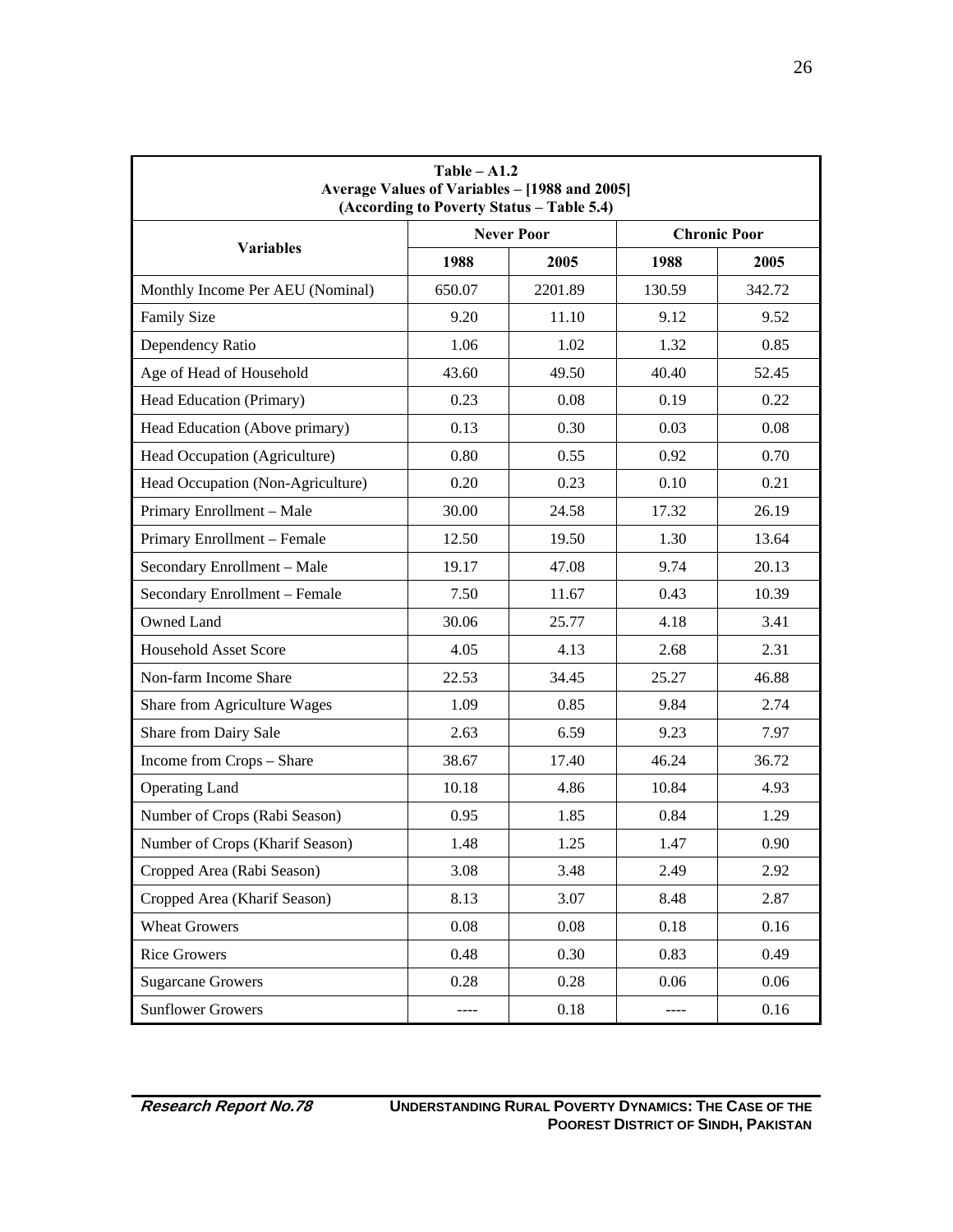**Table – A1.2**
**Average Values of Variables – [1988 and 2005]**
**(According to Poverty Status – Table 5.4)**

| Variables | Never Poor | | Chronic Poor | |
|---|---|---|---|---|
| | 1988 | 2005 | 1988 | 2005 |
| Monthly Income Per AEU (Nominal) | 650.07 | 2201.89 | 130.59 | 342.72 |
| Family Size | 9.20 | 11.10 | 9.12 | 9.52 |
| Dependency Ratio | 1.06 | 1.02 | 1.32 | 0.85 |
| Age of Head of Household | 43.60 | 49.50 | 40.40 | 52.45 |
| Head Education (Primary) | 0.23 | 0.08 | 0.19 | 0.22 |
| Head Education (Above primary) | 0.13 | 0.30 | 0.03 | 0.08 |
| Head Occupation (Agriculture) | 0.80 | 0.55 | 0.92 | 0.70 |
| Head Occupation (Non-Agriculture) | 0.20 | 0.23 | 0.10 | 0.21 |
| Primary Enrollment – Male | 30.00 | 24.58 | 17.32 | 26.19 |
| Primary Enrollment – Female | 12.50 | 19.50 | 1.30 | 13.64 |
| Secondary Enrollment – Male | 19.17 | 47.08 | 9.74 | 20.13 |
| Secondary Enrollment – Female | 7.50 | 11.67 | 0.43 | 10.39 |
| Owned Land | 30.06 | 25.77 | 4.18 | 3.41 |
| Household Asset Score | 4.05 | 4.13 | 2.68 | 2.31 |
| Non-farm Income Share | 22.53 | 34.45 | 25.27 | 46.88 |
| Share from Agriculture Wages | 1.09 | 0.85 | 9.84 | 2.74 |
| Share from Dairy Sale | 2.63 | 6.59 | 9.23 | 7.97 |
| Income from Crops – Share | 38.67 | 17.40 | 46.24 | 36.72 |
| Operating Land | 10.18 | 4.86 | 10.84 | 4.93 |
| Number of Crops (Rabi Season) | 0.95 | 1.85 | 0.84 | 1.29 |
| Number of Crops (Kharif Season) | 1.48 | 1.25 | 1.47 | 0.90 |
| Cropped Area (Rabi Season) | 3.08 | 3.48 | 2.49 | 2.92 |
| Cropped Area (Kharif Season) | 8.13 | 3.07 | 8.48 | 2.87 |
| Wheat Growers | 0.08 | 0.08 | 0.18 | 0.16 |
| Rice Growers | 0.48 | 0.30 | 0.83 | 0.49 |
| Sugarcane Growers | 0.28 | 0.28 | 0.06 | 0.06 |
| Sunflower Growers | ---- | 0.18 | ---- | 0.16 |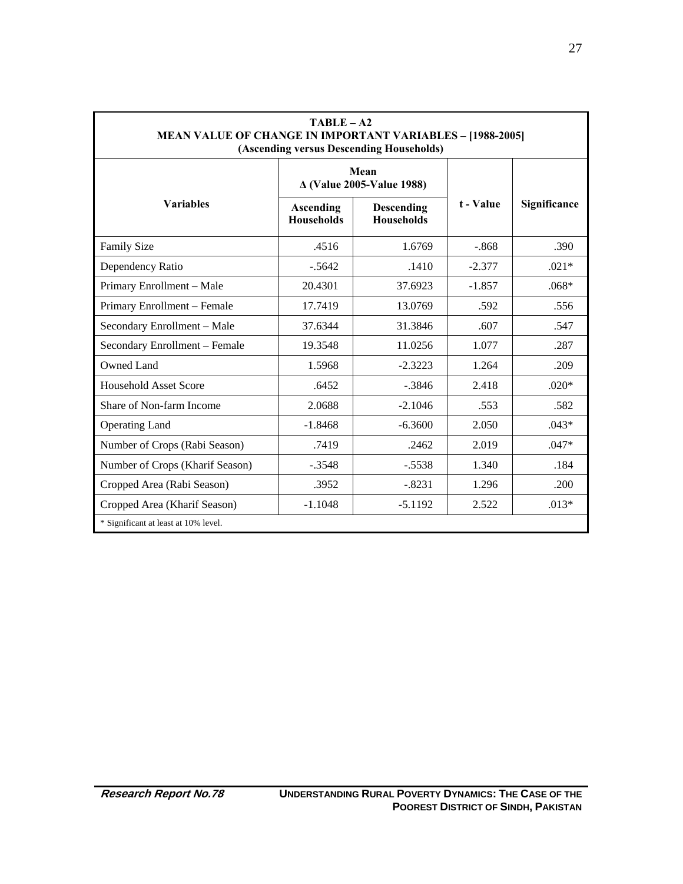**TABLE – A2**
**MEAN VALUE OF CHANGE IN IMPORTANT VARIABLES – [1988-2005]**
**(Ascending versus Descending Households)**

| Variables | Mean Δ (Value 2005-Value 1988) | | t - Value | Significance |
|---|---|---|---|---|
| | Ascending Households | Descending Households | | |
| Family Size | .4516 | 1.6769 | -.868 | .390 |
| Dependency Ratio | -.5642 | .1410 | -2.377 | .021* |
| Primary Enrollment – Male | 20.4301 | 37.6923 | -1.857 | .068* |
| Primary Enrollment – Female | 17.7419 | 13.0769 | .592 | .556 |
| Secondary Enrollment – Male | 37.6344 | 31.3846 | .607 | .547 |
| Secondary Enrollment – Female | 19.3548 | 11.0256 | 1.077 | .287 |
| Owned Land | 1.5968 | -2.3223 | 1.264 | .209 |
| Household Asset Score | .6452 | -.3846 | 2.418 | .020* |
| Share of Non-farm Income | 2.0688 | -2.1046 | .553 | .582 |
| Operating Land | -1.8468 | -6.3600 | 2.050 | .043* |
| Number of Crops (Rabi Season) | .7419 | .2462 | 2.019 | .047* |
| Number of Crops (Kharif Season) | -.3548 | -.5538 | 1.340 | .184 |
| Cropped Area (Rabi Season) | .3952 | -.8231 | 1.296 | .200 |
| Cropped Area (Kharif Season) | -1.1048 | -5.1192 | 2.522 | .013* |

* Significant at least at 10% level.